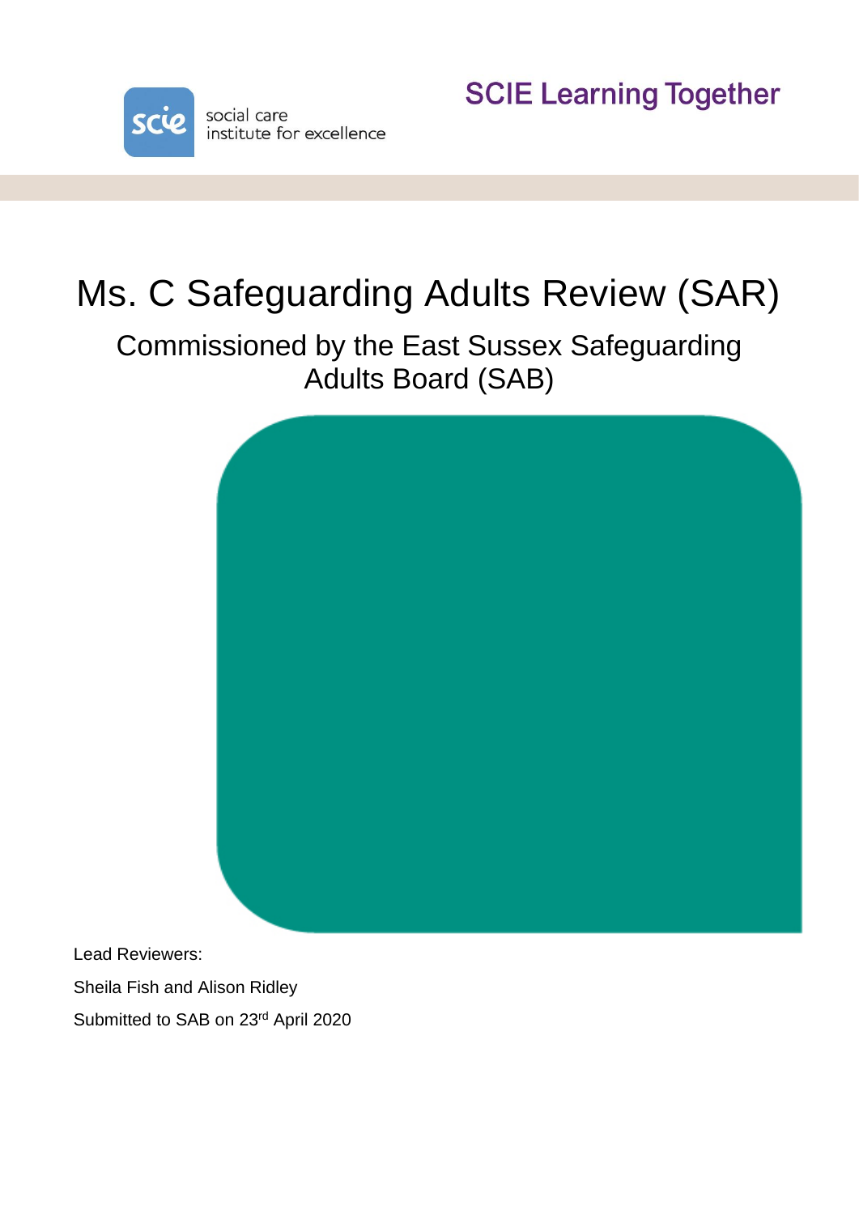social care
institute for excellence

SCIE Learning Together

# Ms. C Safeguarding Adults Review (SAR)

## Commissioned by the East Sussex Safeguarding Adults Board (SAB)

Lead Reviewers:

Sheila Fish and Alison Ridley

Submitted to SAB on 23rd April 2020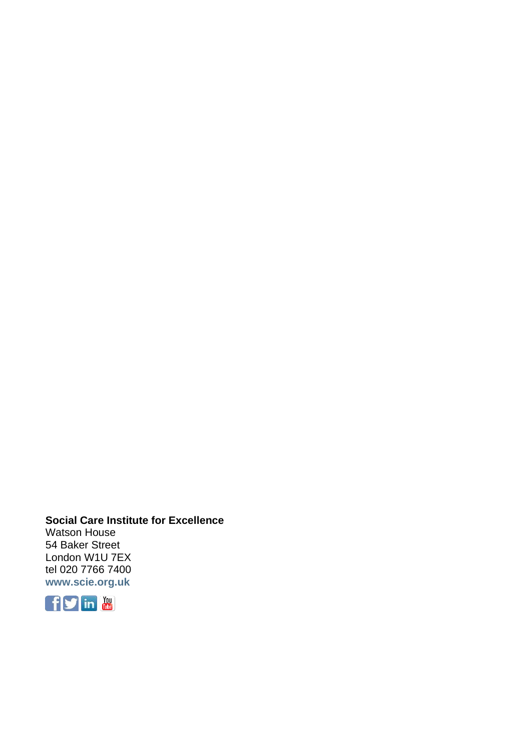**Social Care Institute for Excellence**
Watson House
54 Baker Street
London W1U 7EX
tel 020 7766 7400
**www.scie.org.uk**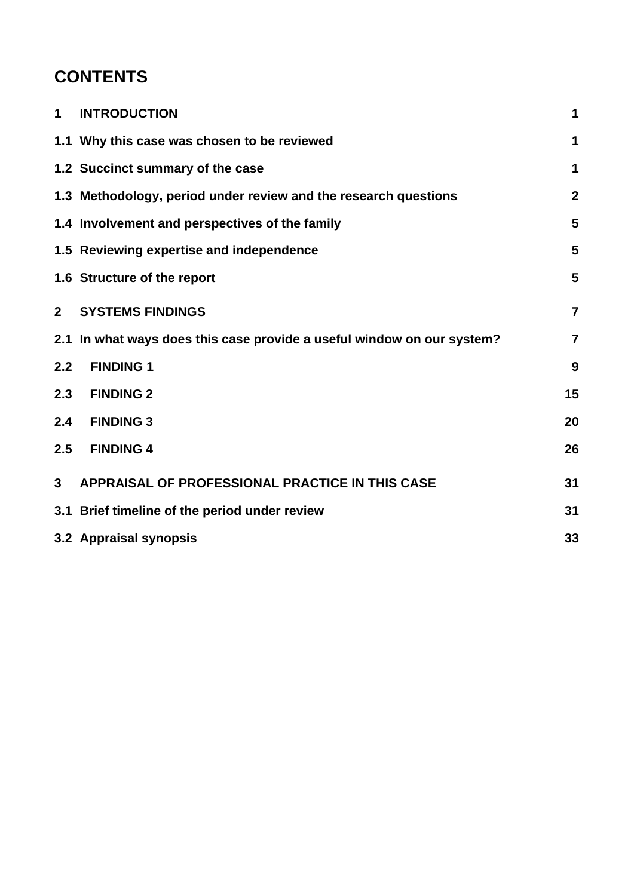# CONTENTS

| | | |
|---|---|---|
| **1** | **INTRODUCTION** | **1** |
| **1.1** | **Why this case was chosen to be reviewed** | **1** |
| **1.2** | **Succinct summary of the case** | **1** |
| **1.3** | **Methodology, period under review and the research questions** | **2** |
| **1.4** | **Involvement and perspectives of the family** | **5** |
| **1.5** | **Reviewing expertise and independence** | **5** |
| **1.6** | **Structure of the report** | **5** |
| **2** | **SYSTEMS FINDINGS** | **7** |
| **2.1** | **In what ways does this case provide a useful window on our system?** | **7** |
| **2.2** | **FINDING 1** | **9** |
| **2.3** | **FINDING 2** | **15** |
| **2.4** | **FINDING 3** | **20** |
| **2.5** | **FINDING 4** | **26** |
| **3** | **APPRAISAL OF PROFESSIONAL PRACTICE IN THIS CASE** | **31** |
| **3.1** | **Brief timeline of the period under review** | **31** |
| **3.2** | **Appraisal synopsis** | **33** |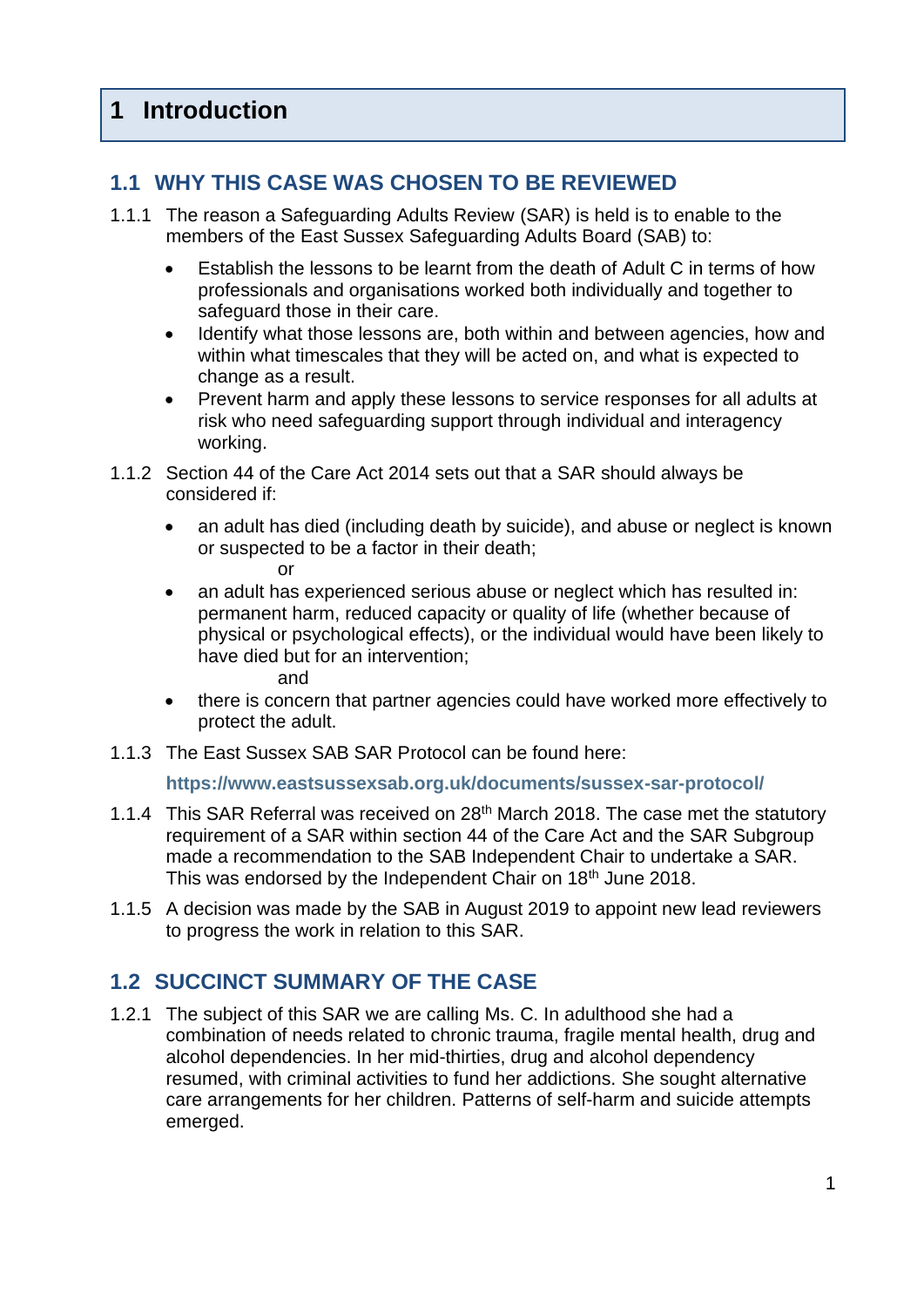# 1 Introduction

## 1.1 WHY THIS CASE WAS CHOSEN TO BE REVIEWED

1.1.1 The reason a Safeguarding Adults Review (SAR) is held is to enable to the members of the East Sussex Safeguarding Adults Board (SAB) to:

- Establish the lessons to be learnt from the death of Adult C in terms of how professionals and organisations worked both individually and together to safeguard those in their care.
- Identify what those lessons are, both within and between agencies, how and within what timescales that they will be acted on, and what is expected to change as a result.
- Prevent harm and apply these lessons to service responses for all adults at risk who need safeguarding support through individual and interagency working.

1.1.2 Section 44 of the Care Act 2014 sets out that a SAR should always be considered if:

- an adult has died (including death by suicide), and abuse or neglect is known or suspected to be a factor in their death;

  or

- an adult has experienced serious abuse or neglect which has resulted in: permanent harm, reduced capacity or quality of life (whether because of physical or psychological effects), or the individual would have been likely to have died but for an intervention;

  and

- there is concern that partner agencies could have worked more effectively to protect the adult.

1.1.3 The East Sussex SAB SAR Protocol can be found here:

**https://www.eastsussexsab.org.uk/documents/sussex-sar-protocol/**

1.1.4 This SAR Referral was received on 28th March 2018. The case met the statutory requirement of a SAR within section 44 of the Care Act and the SAR Subgroup made a recommendation to the SAB Independent Chair to undertake a SAR. This was endorsed by the Independent Chair on 18th June 2018.

1.1.5 A decision was made by the SAB in August 2019 to appoint new lead reviewers to progress the work in relation to this SAR.

## 1.2 SUCCINCT SUMMARY OF THE CASE

1.2.1 The subject of this SAR we are calling Ms. C. In adulthood she had a combination of needs related to chronic trauma, fragile mental health, drug and alcohol dependencies. In her mid-thirties, drug and alcohol dependency resumed, with criminal activities to fund her addictions. She sought alternative care arrangements for her children. Patterns of self-harm and suicide attempts emerged.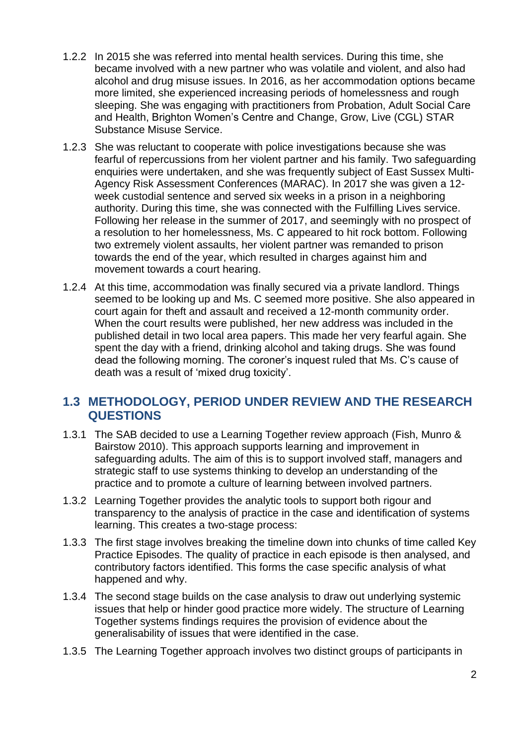1.2.2 In 2015 she was referred into mental health services. During this time, she became involved with a new partner who was volatile and violent, and also had alcohol and drug misuse issues. In 2016, as her accommodation options became more limited, she experienced increasing periods of homelessness and rough sleeping. She was engaging with practitioners from Probation, Adult Social Care and Health, Brighton Women's Centre and Change, Grow, Live (CGL) STAR Substance Misuse Service.

1.2.3 She was reluctant to cooperate with police investigations because she was fearful of repercussions from her violent partner and his family. Two safeguarding enquiries were undertaken, and she was frequently subject of East Sussex Multi-Agency Risk Assessment Conferences (MARAC). In 2017 she was given a 12-week custodial sentence and served six weeks in a prison in a neighboring authority. During this time, she was connected with the Fulfilling Lives service. Following her release in the summer of 2017, and seemingly with no prospect of a resolution to her homelessness, Ms. C appeared to hit rock bottom. Following two extremely violent assaults, her violent partner was remanded to prison towards the end of the year, which resulted in charges against him and movement towards a court hearing.

1.2.4 At this time, accommodation was finally secured via a private landlord. Things seemed to be looking up and Ms. C seemed more positive. She also appeared in court again for theft and assault and received a 12-month community order. When the court results were published, her new address was included in the published detail in two local area papers. This made her very fearful again. She spent the day with a friend, drinking alcohol and taking drugs. She was found dead the following morning. The coroner's inquest ruled that Ms. C's cause of death was a result of 'mixed drug toxicity'.

## 1.3 METHODOLOGY, PERIOD UNDER REVIEW AND THE RESEARCH QUESTIONS

1.3.1 The SAB decided to use a Learning Together review approach (Fish, Munro & Bairstow 2010). This approach supports learning and improvement in safeguarding adults. The aim of this is to support involved staff, managers and strategic staff to use systems thinking to develop an understanding of the practice and to promote a culture of learning between involved partners.

1.3.2 Learning Together provides the analytic tools to support both rigour and transparency to the analysis of practice in the case and identification of systems learning. This creates a two-stage process:

1.3.3 The first stage involves breaking the timeline down into chunks of time called Key Practice Episodes. The quality of practice in each episode is then analysed, and contributory factors identified. This forms the case specific analysis of what happened and why.

1.3.4 The second stage builds on the case analysis to draw out underlying systemic issues that help or hinder good practice more widely. The structure of Learning Together systems findings requires the provision of evidence about the generalisability of issues that were identified in the case.

1.3.5 The Learning Together approach involves two distinct groups of participants in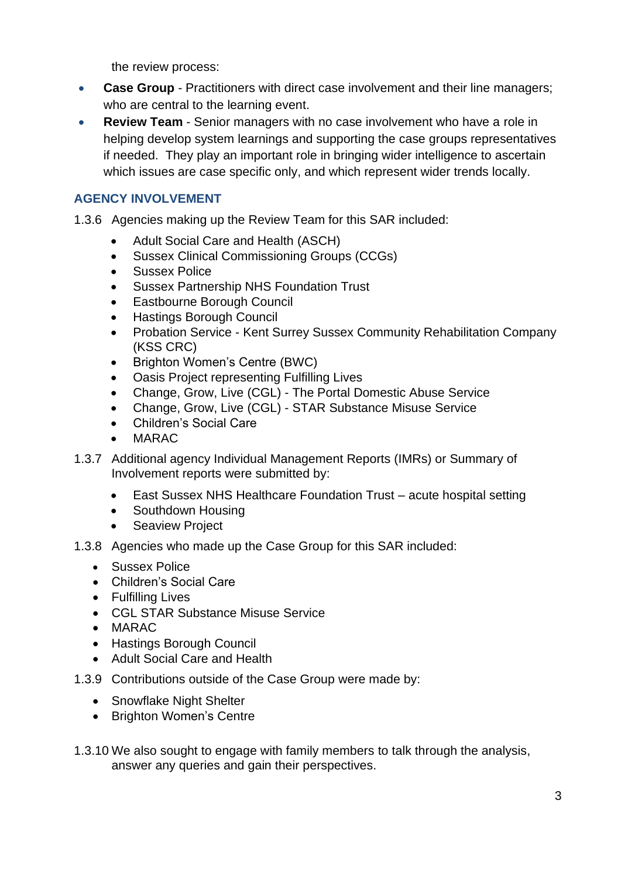the review process:

- **Case Group** - Practitioners with direct case involvement and their line managers; who are central to the learning event.
- **Review Team** - Senior managers with no case involvement who have a role in helping develop system learnings and supporting the case groups representatives if needed. They play an important role in bringing wider intelligence to ascertain which issues are case specific only, and which represent wider trends locally.

## AGENCY INVOLVEMENT

1.3.6 Agencies making up the Review Team for this SAR included:

- Adult Social Care and Health (ASCH)
- Sussex Clinical Commissioning Groups (CCGs)
- Sussex Police
- Sussex Partnership NHS Foundation Trust
- Eastbourne Borough Council
- Hastings Borough Council
- Probation Service - Kent Surrey Sussex Community Rehabilitation Company (KSS CRC)
- Brighton Women's Centre (BWC)
- Oasis Project representing Fulfilling Lives
- Change, Grow, Live (CGL) - The Portal Domestic Abuse Service
- Change, Grow, Live (CGL) - STAR Substance Misuse Service
- Children's Social Care
- MARAC

1.3.7 Additional agency Individual Management Reports (IMRs) or Summary of Involvement reports were submitted by:

- East Sussex NHS Healthcare Foundation Trust – acute hospital setting
- Southdown Housing
- Seaview Project

1.3.8 Agencies who made up the Case Group for this SAR included:

- Sussex Police
- Children's Social Care
- Fulfilling Lives
- CGL STAR Substance Misuse Service
- MARAC
- Hastings Borough Council
- Adult Social Care and Health

1.3.9 Contributions outside of the Case Group were made by:

- Snowflake Night Shelter
- Brighton Women's Centre

1.3.10 We also sought to engage with family members to talk through the analysis, answer any queries and gain their perspectives.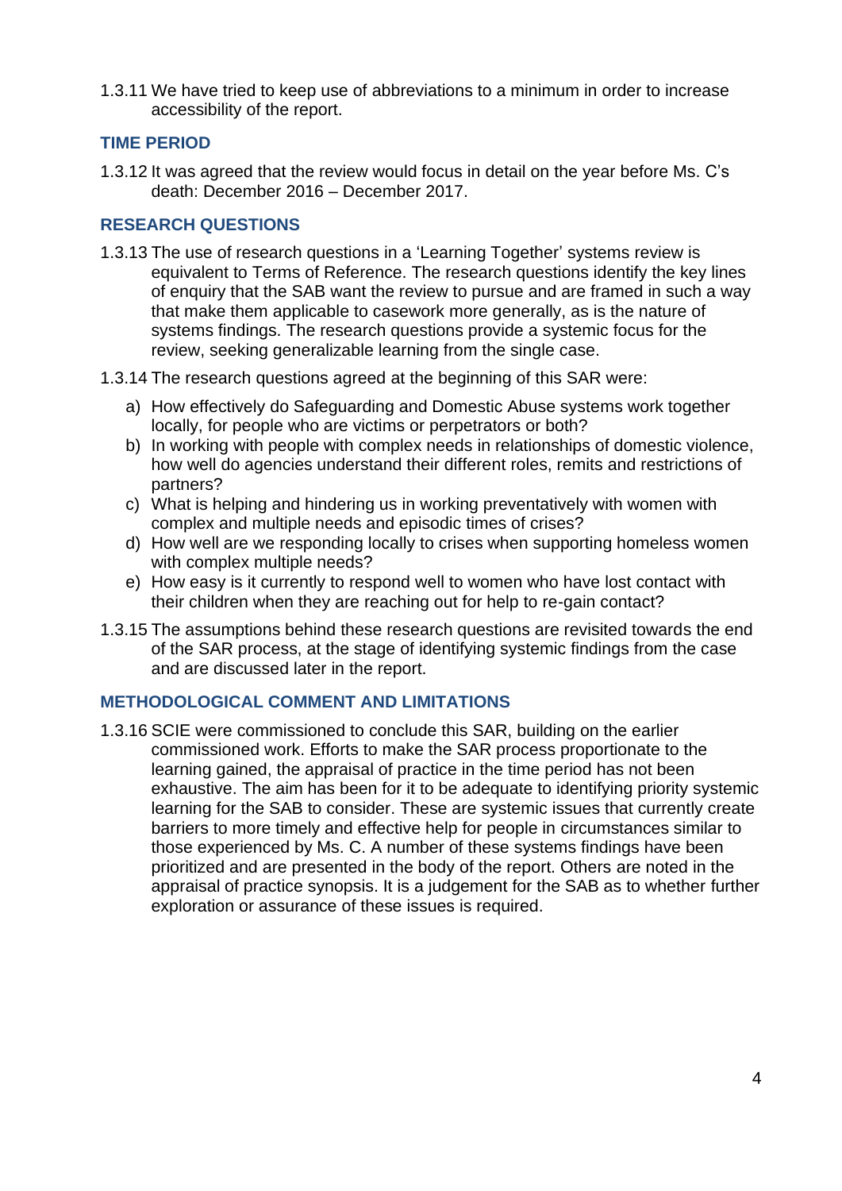1.3.11 We have tried to keep use of abbreviations to a minimum in order to increase accessibility of the report.

### TIME PERIOD

1.3.12 It was agreed that the review would focus in detail on the year before Ms. C's death: December 2016 – December 2017.

### RESEARCH QUESTIONS

1.3.13 The use of research questions in a 'Learning Together' systems review is equivalent to Terms of Reference. The research questions identify the key lines of enquiry that the SAB want the review to pursue and are framed in such a way that make them applicable to casework more generally, as is the nature of systems findings. The research questions provide a systemic focus for the review, seeking generalizable learning from the single case.

1.3.14 The research questions agreed at the beginning of this SAR were:

a) How effectively do Safeguarding and Domestic Abuse systems work together locally, for people who are victims or perpetrators or both?
b) In working with people with complex needs in relationships of domestic violence, how well do agencies understand their different roles, remits and restrictions of partners?
c) What is helping and hindering us in working preventatively with women with complex and multiple needs and episodic times of crises?
d) How well are we responding locally to crises when supporting homeless women with complex multiple needs?
e) How easy is it currently to respond well to women who have lost contact with their children when they are reaching out for help to re-gain contact?

1.3.15 The assumptions behind these research questions are revisited towards the end of the SAR process, at the stage of identifying systemic findings from the case and are discussed later in the report.

### METHODOLOGICAL COMMENT AND LIMITATIONS

1.3.16 SCIE were commissioned to conclude this SAR, building on the earlier commissioned work. Efforts to make the SAR process proportionate to the learning gained, the appraisal of practice in the time period has not been exhaustive. The aim has been for it to be adequate to identifying priority systemic learning for the SAB to consider. These are systemic issues that currently create barriers to more timely and effective help for people in circumstances similar to those experienced by Ms. C. A number of these systems findings have been prioritized and are presented in the body of the report. Others are noted in the appraisal of practice synopsis. It is a judgement for the SAB as to whether further exploration or assurance of these issues is required.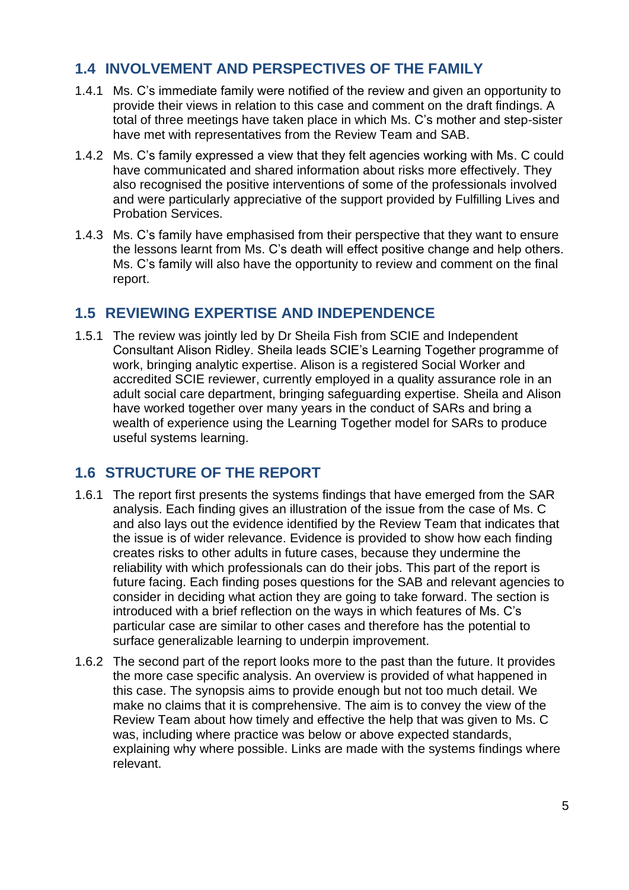## 1.4 INVOLVEMENT AND PERSPECTIVES OF THE FAMILY

1.4.1 Ms. C's immediate family were notified of the review and given an opportunity to provide their views in relation to this case and comment on the draft findings. A total of three meetings have taken place in which Ms. C's mother and step-sister have met with representatives from the Review Team and SAB.

1.4.2 Ms. C's family expressed a view that they felt agencies working with Ms. C could have communicated and shared information about risks more effectively. They also recognised the positive interventions of some of the professionals involved and were particularly appreciative of the support provided by Fulfilling Lives and Probation Services.

1.4.3 Ms. C's family have emphasised from their perspective that they want to ensure the lessons learnt from Ms. C's death will effect positive change and help others. Ms. C's family will also have the opportunity to review and comment on the final report.

## 1.5 REVIEWING EXPERTISE AND INDEPENDENCE

1.5.1 The review was jointly led by Dr Sheila Fish from SCIE and Independent Consultant Alison Ridley. Sheila leads SCIE's Learning Together programme of work, bringing analytic expertise. Alison is a registered Social Worker and accredited SCIE reviewer, currently employed in a quality assurance role in an adult social care department, bringing safeguarding expertise. Sheila and Alison have worked together over many years in the conduct of SARs and bring a wealth of experience using the Learning Together model for SARs to produce useful systems learning.

## 1.6 STRUCTURE OF THE REPORT

1.6.1 The report first presents the systems findings that have emerged from the SAR analysis. Each finding gives an illustration of the issue from the case of Ms. C and also lays out the evidence identified by the Review Team that indicates that the issue is of wider relevance. Evidence is provided to show how each finding creates risks to other adults in future cases, because they undermine the reliability with which professionals can do their jobs. This part of the report is future facing. Each finding poses questions for the SAB and relevant agencies to consider in deciding what action they are going to take forward. The section is introduced with a brief reflection on the ways in which features of Ms. C's particular case are similar to other cases and therefore has the potential to surface generalizable learning to underpin improvement.

1.6.2 The second part of the report looks more to the past than the future. It provides the more case specific analysis. An overview is provided of what happened in this case. The synopsis aims to provide enough but not too much detail. We make no claims that it is comprehensive. The aim is to convey the view of the Review Team about how timely and effective the help that was given to Ms. C was, including where practice was below or above expected standards, explaining why where possible. Links are made with the systems findings where relevant.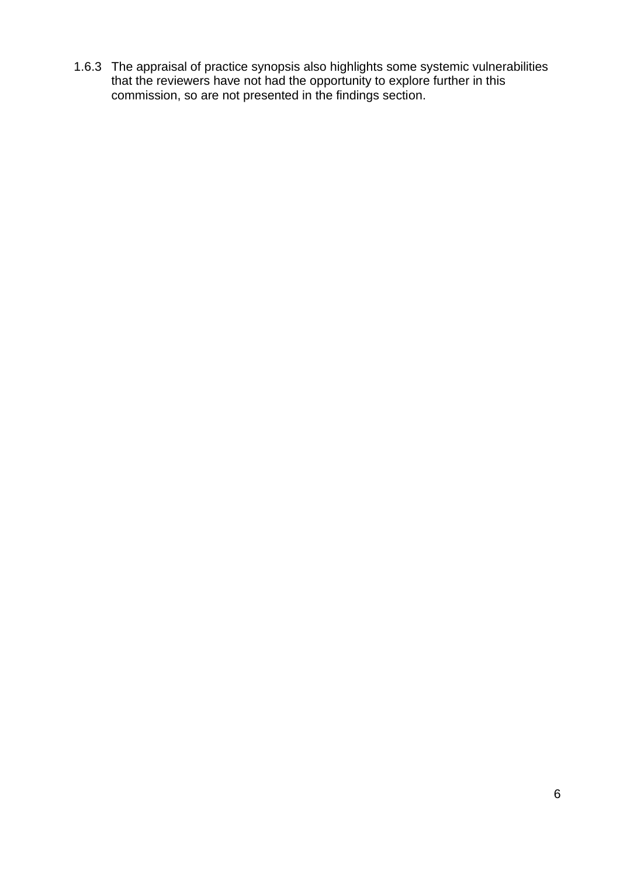1.6.3 The appraisal of practice synopsis also highlights some systemic vulnerabilities that the reviewers have not had the opportunity to explore further in this commission, so are not presented in the findings section.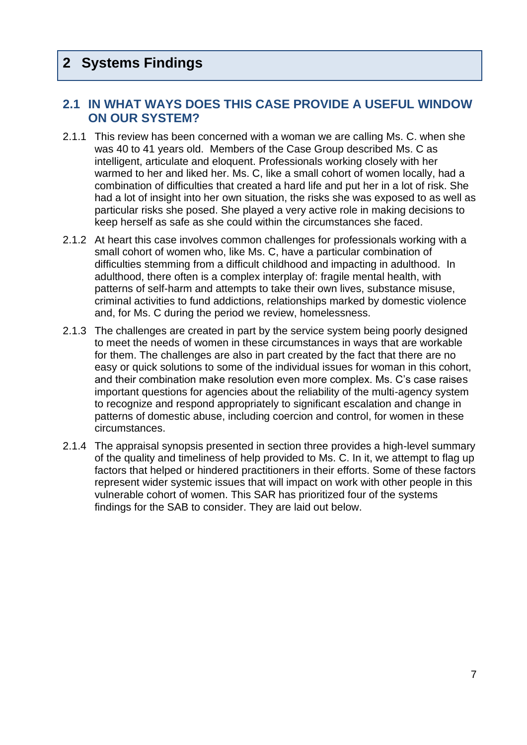# 2 Systems Findings

## 2.1 IN WHAT WAYS DOES THIS CASE PROVIDE A USEFUL WINDOW ON OUR SYSTEM?

2.1.1 This review has been concerned with a woman we are calling Ms. C. when she was 40 to 41 years old. Members of the Case Group described Ms. C as intelligent, articulate and eloquent. Professionals working closely with her warmed to her and liked her. Ms. C, like a small cohort of women locally, had a combination of difficulties that created a hard life and put her in a lot of risk. She had a lot of insight into her own situation, the risks she was exposed to as well as particular risks she posed. She played a very active role in making decisions to keep herself as safe as she could within the circumstances she faced.

2.1.2 At heart this case involves common challenges for professionals working with a small cohort of women who, like Ms. C, have a particular combination of difficulties stemming from a difficult childhood and impacting in adulthood. In adulthood, there often is a complex interplay of: fragile mental health, with patterns of self-harm and attempts to take their own lives, substance misuse, criminal activities to fund addictions, relationships marked by domestic violence and, for Ms. C during the period we review, homelessness.

2.1.3 The challenges are created in part by the service system being poorly designed to meet the needs of women in these circumstances in ways that are workable for them. The challenges are also in part created by the fact that there are no easy or quick solutions to some of the individual issues for woman in this cohort, and their combination make resolution even more complex. Ms. C's case raises important questions for agencies about the reliability of the multi-agency system to recognize and respond appropriately to significant escalation and change in patterns of domestic abuse, including coercion and control, for women in these circumstances.

2.1.4 The appraisal synopsis presented in section three provides a high-level summary of the quality and timeliness of help provided to Ms. C. In it, we attempt to flag up factors that helped or hindered practitioners in their efforts. Some of these factors represent wider systemic issues that will impact on work with other people in this vulnerable cohort of women. This SAR has prioritized four of the systems findings for the SAB to consider. They are laid out below.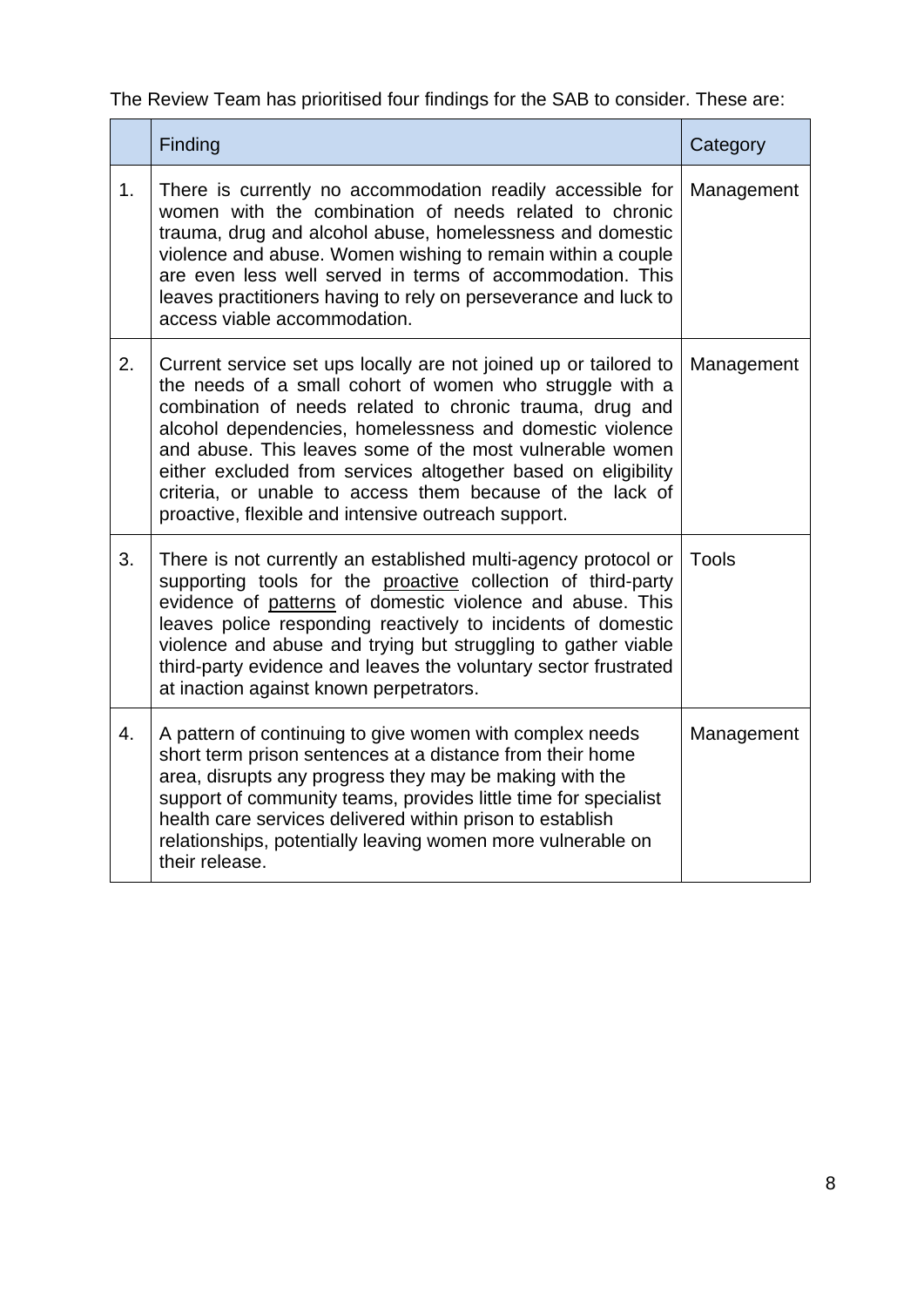The Review Team has prioritised four findings for the SAB to consider. These are:

| | Finding | Category |
|---|---|---|
| 1. | There is currently no accommodation readily accessible for women with the combination of needs related to chronic trauma, drug and alcohol abuse, homelessness and domestic violence and abuse. Women wishing to remain within a couple are even less well served in terms of accommodation. This leaves practitioners having to rely on perseverance and luck to access viable accommodation. | Management |
| 2. | Current service set ups locally are not joined up or tailored to the needs of a small cohort of women who struggle with a combination of needs related to chronic trauma, drug and alcohol dependencies, homelessness and domestic violence and abuse. This leaves some of the most vulnerable women either excluded from services altogether based on eligibility criteria, or unable to access them because of the lack of proactive, flexible and intensive outreach support. | Management |
| 3. | There is not currently an established multi-agency protocol or supporting tools for the <u>proactive</u> collection of third-party evidence of <u>patterns</u> of domestic violence and abuse. This leaves police responding reactively to incidents of domestic violence and abuse and trying but struggling to gather viable third-party evidence and leaves the voluntary sector frustrated at inaction against known perpetrators. | Tools |
| 4. | A pattern of continuing to give women with complex needs short term prison sentences at a distance from their home area, disrupts any progress they may be making with the support of community teams, provides little time for specialist health care services delivered within prison to establish relationships, potentially leaving women more vulnerable on their release. | Management |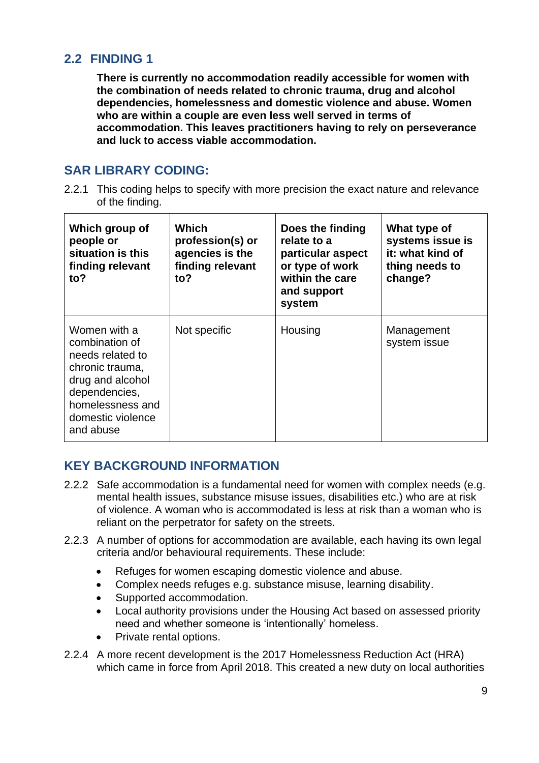## 2.2 FINDING 1

**There is currently no accommodation readily accessible for women with the combination of needs related to chronic trauma, drug and alcohol dependencies, homelessness and domestic violence and abuse. Women who are within a couple are even less well served in terms of accommodation. This leaves practitioners having to rely on perseverance and luck to access viable accommodation.**

## SAR LIBRARY CODING:

2.2.1 This coding helps to specify with more precision the exact nature and relevance of the finding.

| Which group of people or situation is this finding relevant to? | Which profession(s) or agencies is the finding relevant to? | Does the finding relate to a particular aspect or type of work within the care and support system | What type of systems issue is it: what kind of thing needs to change? |
|---|---|---|---|
| Women with a combination of needs related to chronic trauma, drug and alcohol dependencies, homelessness and domestic violence and abuse | Not specific | Housing | Management system issue |

## KEY BACKGROUND INFORMATION

2.2.2 Safe accommodation is a fundamental need for women with complex needs (e.g. mental health issues, substance misuse issues, disabilities etc.) who are at risk of violence. A woman who is accommodated is less at risk than a woman who is reliant on the perpetrator for safety on the streets.

2.2.3 A number of options for accommodation are available, each having its own legal criteria and/or behavioural requirements. These include:

- Refuges for women escaping domestic violence and abuse.
- Complex needs refuges e.g. substance misuse, learning disability.
- Supported accommodation.
- Local authority provisions under the Housing Act based on assessed priority need and whether someone is 'intentionally' homeless.
- Private rental options.

2.2.4 A more recent development is the 2017 Homelessness Reduction Act (HRA) which came in force from April 2018. This created a new duty on local authorities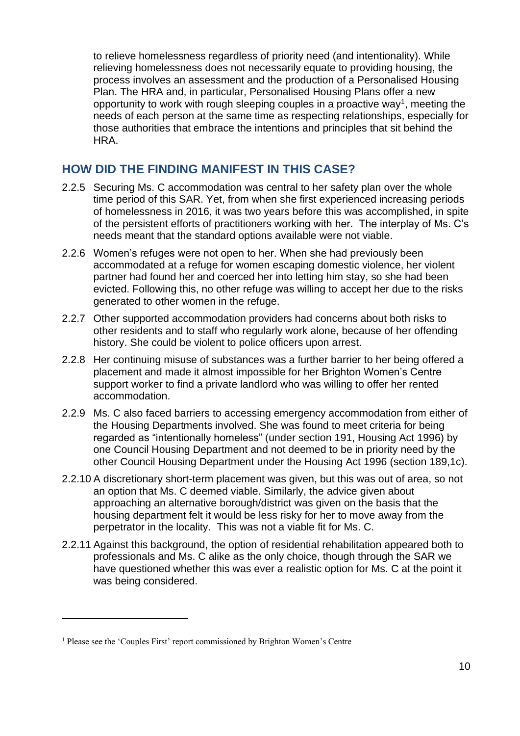to relieve homelessness regardless of priority need (and intentionality). While relieving homelessness does not necessarily equate to providing housing, the process involves an assessment and the production of a Personalised Housing Plan. The HRA and, in particular, Personalised Housing Plans offer a new opportunity to work with rough sleeping couples in a proactive way[1], meeting the needs of each person at the same time as respecting relationships, especially for those authorities that embrace the intentions and principles that sit behind the HRA.

## HOW DID THE FINDING MANIFEST IN THIS CASE?

2.2.5 Securing Ms. C accommodation was central to her safety plan over the whole time period of this SAR. Yet, from when she first experienced increasing periods of homelessness in 2016, it was two years before this was accomplished, in spite of the persistent efforts of practitioners working with her. The interplay of Ms. C's needs meant that the standard options available were not viable.

2.2.6 Women's refuges were not open to her. When she had previously been accommodated at a refuge for women escaping domestic violence, her violent partner had found her and coerced her into letting him stay, so she had been evicted. Following this, no other refuge was willing to accept her due to the risks generated to other women in the refuge.

2.2.7 Other supported accommodation providers had concerns about both risks to other residents and to staff who regularly work alone, because of her offending history. She could be violent to police officers upon arrest.

2.2.8 Her continuing misuse of substances was a further barrier to her being offered a placement and made it almost impossible for her Brighton Women's Centre support worker to find a private landlord who was willing to offer her rented accommodation.

2.2.9 Ms. C also faced barriers to accessing emergency accommodation from either of the Housing Departments involved. She was found to meet criteria for being regarded as "intentionally homeless" (under section 191, Housing Act 1996) by one Council Housing Department and not deemed to be in priority need by the other Council Housing Department under the Housing Act 1996 (section 189,1c).

2.2.10 A discretionary short-term placement was given, but this was out of area, so not an option that Ms. C deemed viable. Similarly, the advice given about approaching an alternative borough/district was given on the basis that the housing department felt it would be less risky for her to move away from the perpetrator in the locality. This was not a viable fit for Ms. C.

2.2.11 Against this background, the option of residential rehabilitation appeared both to professionals and Ms. C alike as the only choice, though through the SAR we have questioned whether this was ever a realistic option for Ms. C at the point it was being considered.

[1] Please see the 'Couples First' report commissioned by Brighton Women's Centre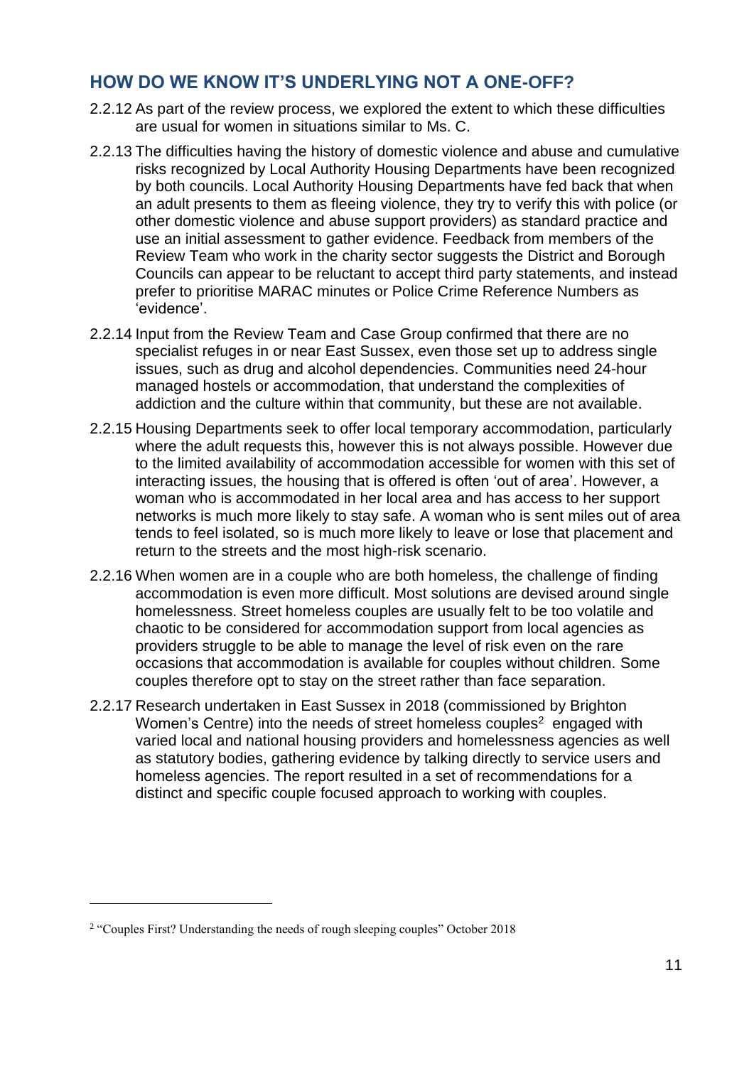## HOW DO WE KNOW IT'S UNDERLYING NOT A ONE-OFF?

2.2.12 As part of the review process, we explored the extent to which these difficulties are usual for women in situations similar to Ms. C.

2.2.13 The difficulties having the history of domestic violence and abuse and cumulative risks recognized by Local Authority Housing Departments have been recognized by both councils. Local Authority Housing Departments have fed back that when an adult presents to them as fleeing violence, they try to verify this with police (or other domestic violence and abuse support providers) as standard practice and use an initial assessment to gather evidence. Feedback from members of the Review Team who work in the charity sector suggests the District and Borough Councils can appear to be reluctant to accept third party statements, and instead prefer to prioritise MARAC minutes or Police Crime Reference Numbers as 'evidence'.

2.2.14 Input from the Review Team and Case Group confirmed that there are no specialist refuges in or near East Sussex, even those set up to address single issues, such as drug and alcohol dependencies. Communities need 24-hour managed hostels or accommodation, that understand the complexities of addiction and the culture within that community, but these are not available.

2.2.15 Housing Departments seek to offer local temporary accommodation, particularly where the adult requests this, however this is not always possible. However due to the limited availability of accommodation accessible for women with this set of interacting issues, the housing that is offered is often 'out of area'. However, a woman who is accommodated in her local area and has access to her support networks is much more likely to stay safe. A woman who is sent miles out of area tends to feel isolated, so is much more likely to leave or lose that placement and return to the streets and the most high-risk scenario.

2.2.16 When women are in a couple who are both homeless, the challenge of finding accommodation is even more difficult. Most solutions are devised around single homelessness. Street homeless couples are usually felt to be too volatile and chaotic to be considered for accommodation support from local agencies as providers struggle to be able to manage the level of risk even on the rare occasions that accommodation is available for couples without children. Some couples therefore opt to stay on the street rather than face separation.

2.2.17 Research undertaken in East Sussex in 2018 (commissioned by Brighton Women's Centre) into the needs of street homeless couples[2] engaged with varied local and national housing providers and homelessness agencies as well as statutory bodies, gathering evidence by talking directly to service users and homeless agencies. The report resulted in a set of recommendations for a distinct and specific couple focused approach to working with couples.

---

[2] "Couples First? Understanding the needs of rough sleeping couples" October 2018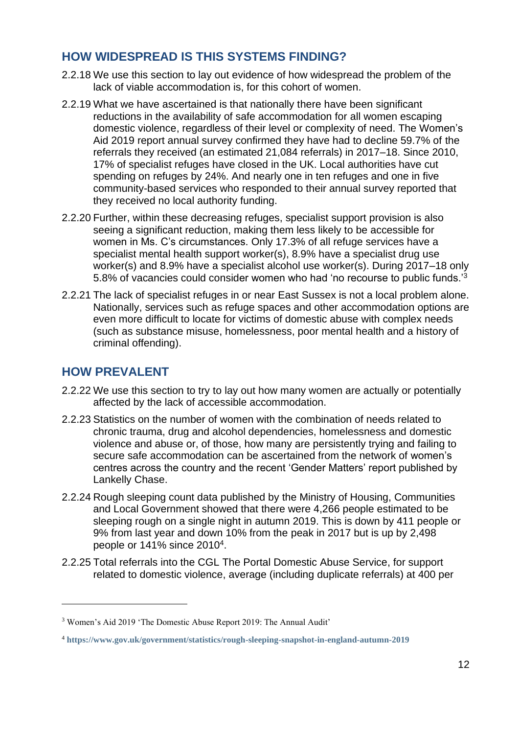## HOW WIDESPREAD IS THIS SYSTEMS FINDING?

2.2.18 We use this section to lay out evidence of how widespread the problem of the lack of viable accommodation is, for this cohort of women.

2.2.19 What we have ascertained is that nationally there have been significant reductions in the availability of safe accommodation for all women escaping domestic violence, regardless of their level or complexity of need. The Women's Aid 2019 report annual survey confirmed they have had to decline 59.7% of the referrals they received (an estimated 21,084 referrals) in 2017–18. Since 2010, 17% of specialist refuges have closed in the UK. Local authorities have cut spending on refuges by 24%. And nearly one in ten refuges and one in five community-based services who responded to their annual survey reported that they received no local authority funding.

2.2.20 Further, within these decreasing refuges, specialist support provision is also seeing a significant reduction, making them less likely to be accessible for women in Ms. C's circumstances. Only 17.3% of all refuge services have a specialist mental health support worker(s), 8.9% have a specialist drug use worker(s) and 8.9% have a specialist alcohol use worker(s). During 2017–18 only 5.8% of vacancies could consider women who had 'no recourse to public funds.'[3]

2.2.21 The lack of specialist refuges in or near East Sussex is not a local problem alone. Nationally, services such as refuge spaces and other accommodation options are even more difficult to locate for victims of domestic abuse with complex needs (such as substance misuse, homelessness, poor mental health and a history of criminal offending).

## HOW PREVALENT

2.2.22 We use this section to try to lay out how many women are actually or potentially affected by the lack of accessible accommodation.

2.2.23 Statistics on the number of women with the combination of needs related to chronic trauma, drug and alcohol dependencies, homelessness and domestic violence and abuse or, of those, how many are persistently trying and failing to secure safe accommodation can be ascertained from the network of women's centres across the country and the recent 'Gender Matters' report published by Lankelly Chase.

2.2.24 Rough sleeping count data published by the Ministry of Housing, Communities and Local Government showed that there were 4,266 people estimated to be sleeping rough on a single night in autumn 2019. This is down by 411 people or 9% from last year and down 10% from the peak in 2017 but is up by 2,498 people or 141% since 2010[4].

2.2.25 Total referrals into the CGL The Portal Domestic Abuse Service, for support related to domestic violence, average (including duplicate referrals) at 400 per

---

[3] Women's Aid 2019 'The Domestic Abuse Report 2019: The Annual Audit'

[4] **https://www.gov.uk/government/statistics/rough-sleeping-snapshot-in-england-autumn-2019**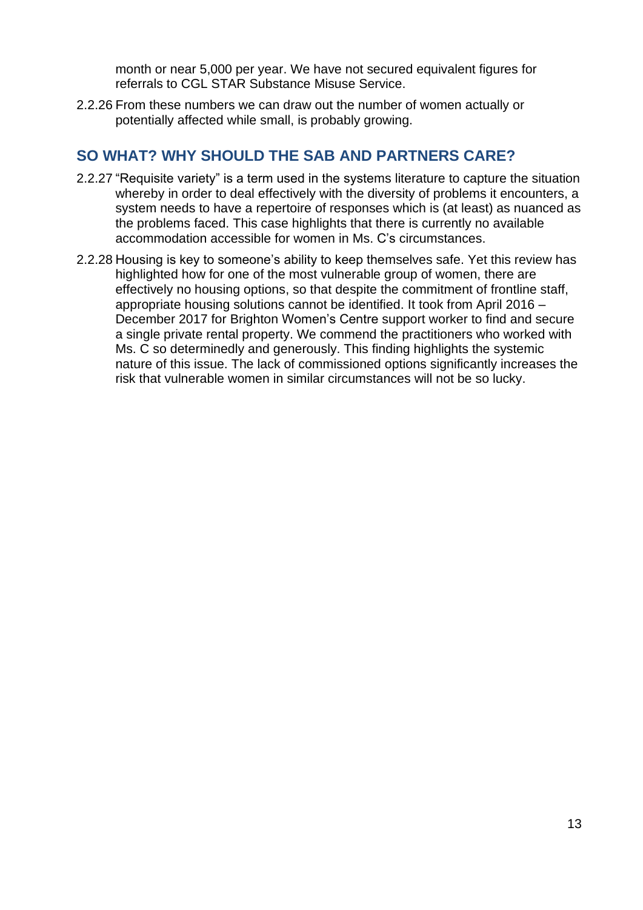month or near 5,000 per year. We have not secured equivalent figures for referrals to CGL STAR Substance Misuse Service.

2.2.26 From these numbers we can draw out the number of women actually or potentially affected while small, is probably growing.

## SO WHAT? WHY SHOULD THE SAB AND PARTNERS CARE?

2.2.27 "Requisite variety" is a term used in the systems literature to capture the situation whereby in order to deal effectively with the diversity of problems it encounters, a system needs to have a repertoire of responses which is (at least) as nuanced as the problems faced. This case highlights that there is currently no available accommodation accessible for women in Ms. C's circumstances.

2.2.28 Housing is key to someone's ability to keep themselves safe. Yet this review has highlighted how for one of the most vulnerable group of women, there are effectively no housing options, so that despite the commitment of frontline staff, appropriate housing solutions cannot be identified. It took from April 2016 – December 2017 for Brighton Women's Centre support worker to find and secure a single private rental property. We commend the practitioners who worked with Ms. C so determinedly and generously. This finding highlights the systemic nature of this issue. The lack of commissioned options significantly increases the risk that vulnerable women in similar circumstances will not be so lucky.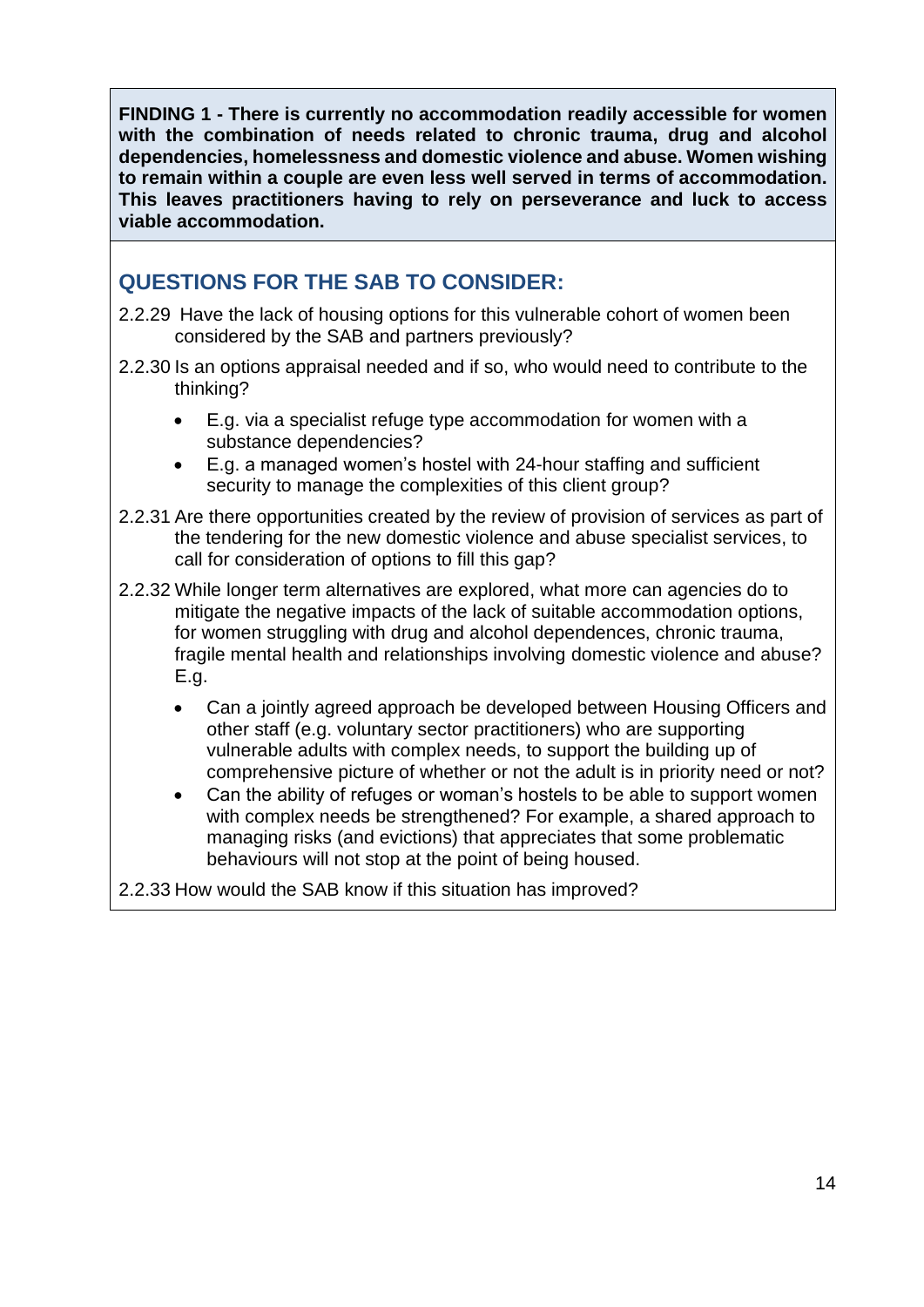**FINDING 1 - There is currently no accommodation readily accessible for women with the combination of needs related to chronic trauma, drug and alcohol dependencies, homelessness and domestic violence and abuse. Women wishing to remain within a couple are even less well served in terms of accommodation. This leaves practitioners having to rely on perseverance and luck to access viable accommodation.**

## QUESTIONS FOR THE SAB TO CONSIDER:

2.2.29 Have the lack of housing options for this vulnerable cohort of women been considered by the SAB and partners previously?

2.2.30 Is an options appraisal needed and if so, who would need to contribute to the thinking?

- E.g. via a specialist refuge type accommodation for women with a substance dependencies?
- E.g. a managed women's hostel with 24-hour staffing and sufficient security to manage the complexities of this client group?

2.2.31 Are there opportunities created by the review of provision of services as part of the tendering for the new domestic violence and abuse specialist services, to call for consideration of options to fill this gap?

2.2.32 While longer term alternatives are explored, what more can agencies do to mitigate the negative impacts of the lack of suitable accommodation options, for women struggling with drug and alcohol dependences, chronic trauma, fragile mental health and relationships involving domestic violence and abuse? E.g.

- Can a jointly agreed approach be developed between Housing Officers and other staff (e.g. voluntary sector practitioners) who are supporting vulnerable adults with complex needs, to support the building up of comprehensive picture of whether or not the adult is in priority need or not?
- Can the ability of refuges or woman's hostels to be able to support women with complex needs be strengthened? For example, a shared approach to managing risks (and evictions) that appreciates that some problematic behaviours will not stop at the point of being housed.

2.2.33 How would the SAB know if this situation has improved?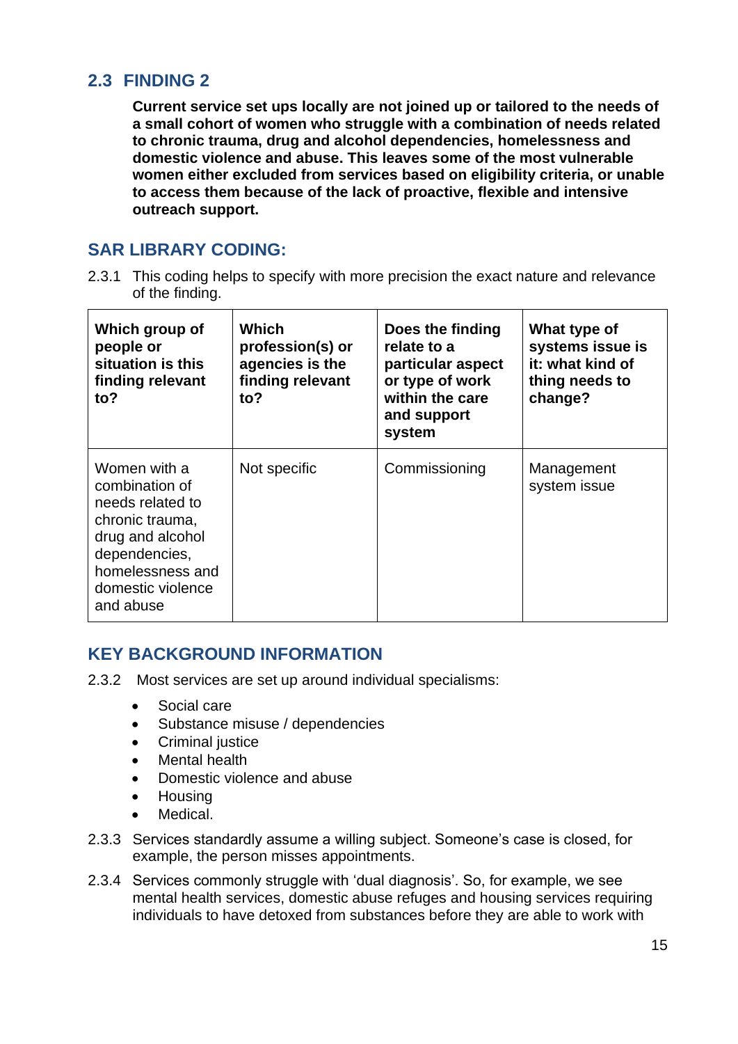## 2.3 FINDING 2

**Current service set ups locally are not joined up or tailored to the needs of a small cohort of women who struggle with a combination of needs related to chronic trauma, drug and alcohol dependencies, homelessness and domestic violence and abuse. This leaves some of the most vulnerable women either excluded from services based on eligibility criteria, or unable to access them because of the lack of proactive, flexible and intensive outreach support.**

## SAR LIBRARY CODING:

2.3.1 This coding helps to specify with more precision the exact nature and relevance of the finding.

| Which group of people or situation is this finding relevant to? | Which profession(s) or agencies is the finding relevant to? | Does the finding relate to a particular aspect or type of work within the care and support system | What type of systems issue is it: what kind of thing needs to change? |
|---|---|---|---|
| Women with a combination of needs related to chronic trauma, drug and alcohol dependencies, homelessness and domestic violence and abuse | Not specific | Commissioning | Management system issue |

## KEY BACKGROUND INFORMATION

2.3.2 Most services are set up around individual specialisms:

- Social care
- Substance misuse / dependencies
- Criminal justice
- Mental health
- Domestic violence and abuse
- Housing
- Medical.

2.3.3 Services standardly assume a willing subject. Someone's case is closed, for example, the person misses appointments.

2.3.4 Services commonly struggle with 'dual diagnosis'. So, for example, we see mental health services, domestic abuse refuges and housing services requiring individuals to have detoxed from substances before they are able to work with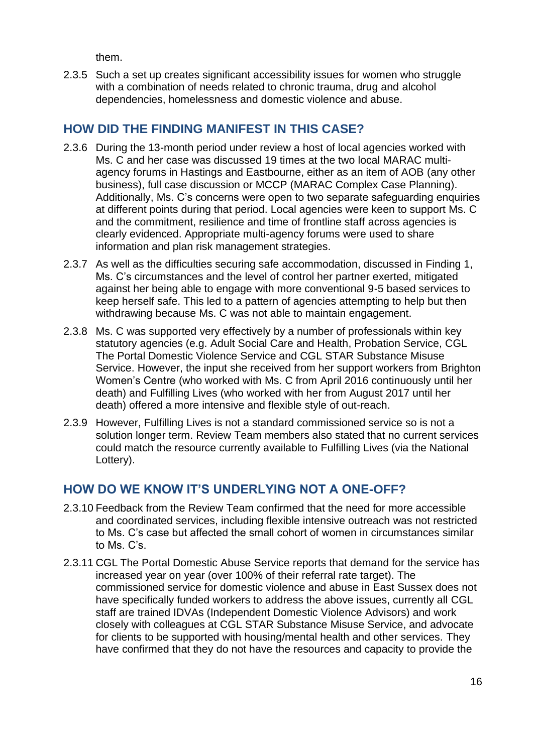them.

2.3.5 Such a set up creates significant accessibility issues for women who struggle with a combination of needs related to chronic trauma, drug and alcohol dependencies, homelessness and domestic violence and abuse.

## HOW DID THE FINDING MANIFEST IN THIS CASE?

2.3.6 During the 13-month period under review a host of local agencies worked with Ms. C and her case was discussed 19 times at the two local MARAC multi-agency forums in Hastings and Eastbourne, either as an item of AOB (any other business), full case discussion or MCCP (MARAC Complex Case Planning). Additionally, Ms. C's concerns were open to two separate safeguarding enquiries at different points during that period. Local agencies were keen to support Ms. C and the commitment, resilience and time of frontline staff across agencies is clearly evidenced. Appropriate multi-agency forums were used to share information and plan risk management strategies.

2.3.7 As well as the difficulties securing safe accommodation, discussed in Finding 1, Ms. C's circumstances and the level of control her partner exerted, mitigated against her being able to engage with more conventional 9-5 based services to keep herself safe. This led to a pattern of agencies attempting to help but then withdrawing because Ms. C was not able to maintain engagement.

2.3.8 Ms. C was supported very effectively by a number of professionals within key statutory agencies (e.g. Adult Social Care and Health, Probation Service, CGL The Portal Domestic Violence Service and CGL STAR Substance Misuse Service. However, the input she received from her support workers from Brighton Women's Centre (who worked with Ms. C from April 2016 continuously until her death) and Fulfilling Lives (who worked with her from August 2017 until her death) offered a more intensive and flexible style of out-reach.

2.3.9 However, Fulfilling Lives is not a standard commissioned service so is not a solution longer term. Review Team members also stated that no current services could match the resource currently available to Fulfilling Lives (via the National Lottery).

## HOW DO WE KNOW IT'S UNDERLYING NOT A ONE-OFF?

2.3.10 Feedback from the Review Team confirmed that the need for more accessible and coordinated services, including flexible intensive outreach was not restricted to Ms. C's case but affected the small cohort of women in circumstances similar to Ms. C's.

2.3.11 CGL The Portal Domestic Abuse Service reports that demand for the service has increased year on year (over 100% of their referral rate target). The commissioned service for domestic violence and abuse in East Sussex does not have specifically funded workers to address the above issues, currently all CGL staff are trained IDVAs (Independent Domestic Violence Advisors) and work closely with colleagues at CGL STAR Substance Misuse Service, and advocate for clients to be supported with housing/mental health and other services. They have confirmed that they do not have the resources and capacity to provide the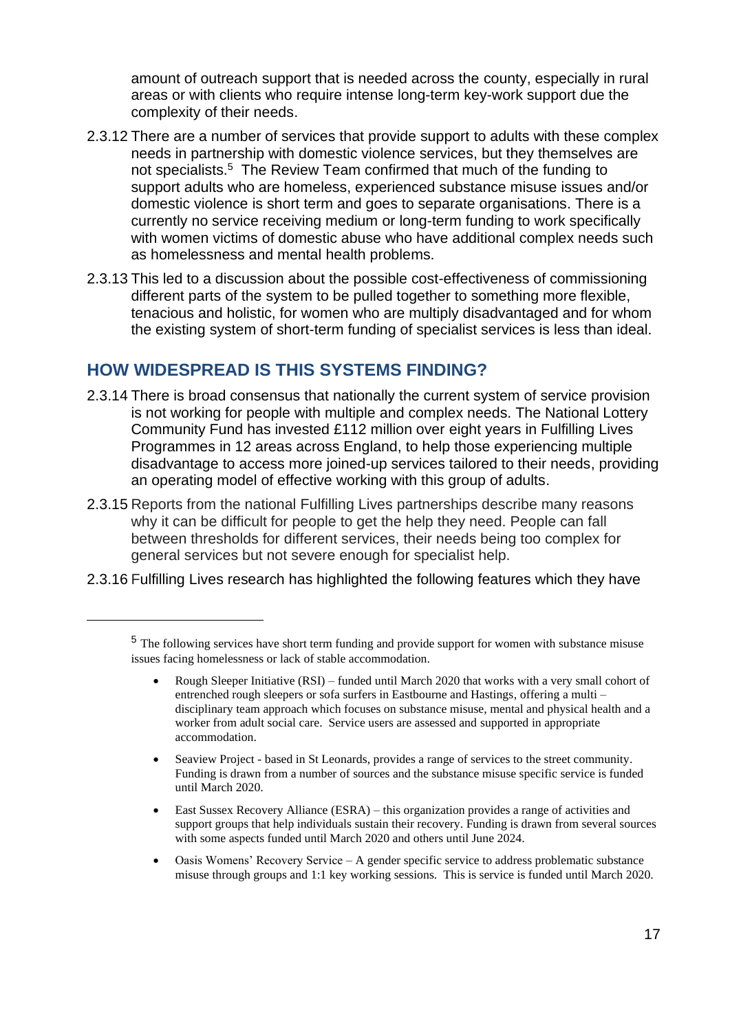amount of outreach support that is needed across the county, especially in rural areas or with clients who require intense long-term key-work support due the complexity of their needs.

2.3.12 There are a number of services that provide support to adults with these complex needs in partnership with domestic violence services, but they themselves are not specialists.[5] The Review Team confirmed that much of the funding to support adults who are homeless, experienced substance misuse issues and/or domestic violence is short term and goes to separate organisations. There is a currently no service receiving medium or long-term funding to work specifically with women victims of domestic abuse who have additional complex needs such as homelessness and mental health problems.

2.3.13 This led to a discussion about the possible cost-effectiveness of commissioning different parts of the system to be pulled together to something more flexible, tenacious and holistic, for women who are multiply disadvantaged and for whom the existing system of short-term funding of specialist services is less than ideal.

## HOW WIDESPREAD IS THIS SYSTEMS FINDING?

2.3.14 There is broad consensus that nationally the current system of service provision is not working for people with multiple and complex needs. The National Lottery Community Fund has invested £112 million over eight years in Fulfilling Lives Programmes in 12 areas across England, to help those experiencing multiple disadvantage to access more joined-up services tailored to their needs, providing an operating model of effective working with this group of adults.

2.3.15 Reports from the national Fulfilling Lives partnerships describe many reasons why it can be difficult for people to get the help they need. People can fall between thresholds for different services, their needs being too complex for general services but not severe enough for specialist help.

2.3.16 Fulfilling Lives research has highlighted the following features which they have

---

[5] The following services have short term funding and provide support for women with substance misuse issues facing homelessness or lack of stable accommodation.

- Rough Sleeper Initiative (RSI) – funded until March 2020 that works with a very small cohort of entrenched rough sleepers or sofa surfers in Eastbourne and Hastings, offering a multi – disciplinary team approach which focuses on substance misuse, mental and physical health and a worker from adult social care. Service users are assessed and supported in appropriate accommodation.
- Seaview Project - based in St Leonards, provides a range of services to the street community. Funding is drawn from a number of sources and the substance misuse specific service is funded until March 2020.
- East Sussex Recovery Alliance (ESRA) – this organization provides a range of activities and support groups that help individuals sustain their recovery. Funding is drawn from several sources with some aspects funded until March 2020 and others until June 2024.
- Oasis Womens' Recovery Service – A gender specific service to address problematic substance misuse through groups and 1:1 key working sessions. This is service is funded until March 2020.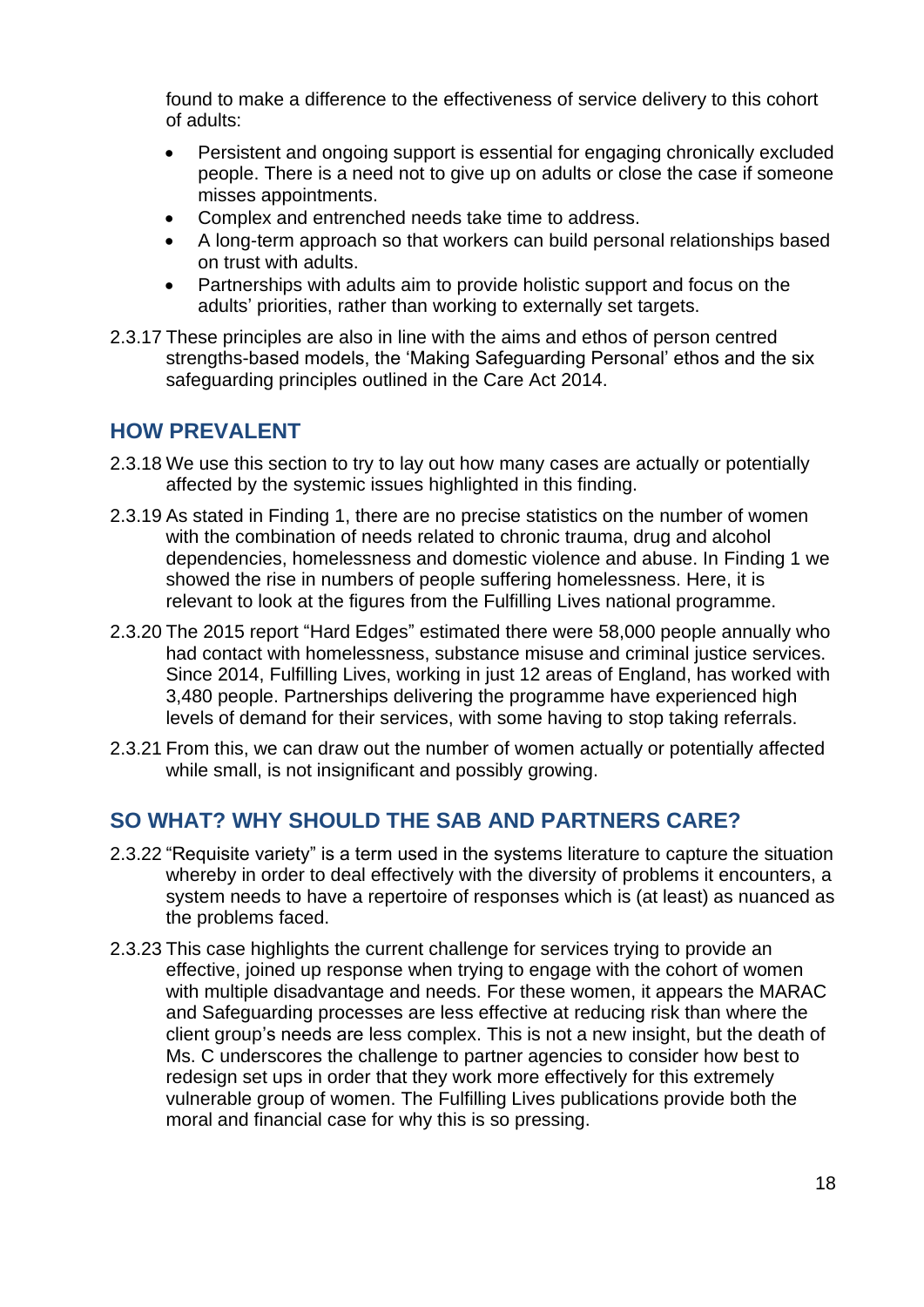found to make a difference to the effectiveness of service delivery to this cohort of adults:

- Persistent and ongoing support is essential for engaging chronically excluded people. There is a need not to give up on adults or close the case if someone misses appointments.
- Complex and entrenched needs take time to address.
- A long-term approach so that workers can build personal relationships based on trust with adults.
- Partnerships with adults aim to provide holistic support and focus on the adults' priorities, rather than working to externally set targets.

2.3.17 These principles are also in line with the aims and ethos of person centred strengths-based models, the 'Making Safeguarding Personal' ethos and the six safeguarding principles outlined in the Care Act 2014.

## HOW PREVALENT

2.3.18 We use this section to try to lay out how many cases are actually or potentially affected by the systemic issues highlighted in this finding.

2.3.19 As stated in Finding 1, there are no precise statistics on the number of women with the combination of needs related to chronic trauma, drug and alcohol dependencies, homelessness and domestic violence and abuse. In Finding 1 we showed the rise in numbers of people suffering homelessness. Here, it is relevant to look at the figures from the Fulfilling Lives national programme.

2.3.20 The 2015 report "Hard Edges" estimated there were 58,000 people annually who had contact with homelessness, substance misuse and criminal justice services. Since 2014, Fulfilling Lives, working in just 12 areas of England, has worked with 3,480 people. Partnerships delivering the programme have experienced high levels of demand for their services, with some having to stop taking referrals.

2.3.21 From this, we can draw out the number of women actually or potentially affected while small, is not insignificant and possibly growing.

## SO WHAT? WHY SHOULD THE SAB AND PARTNERS CARE?

2.3.22 "Requisite variety" is a term used in the systems literature to capture the situation whereby in order to deal effectively with the diversity of problems it encounters, a system needs to have a repertoire of responses which is (at least) as nuanced as the problems faced.

2.3.23 This case highlights the current challenge for services trying to provide an effective, joined up response when trying to engage with the cohort of women with multiple disadvantage and needs. For these women, it appears the MARAC and Safeguarding processes are less effective at reducing risk than where the client group's needs are less complex. This is not a new insight, but the death of Ms. C underscores the challenge to partner agencies to consider how best to redesign set ups in order that they work more effectively for this extremely vulnerable group of women. The Fulfilling Lives publications provide both the moral and financial case for why this is so pressing.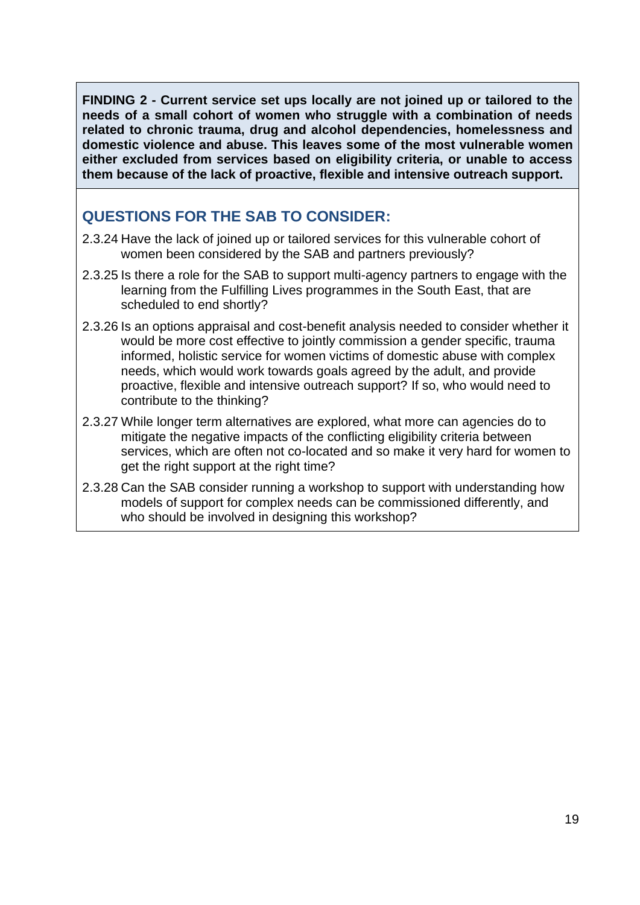**FINDING 2 - Current service set ups locally are not joined up or tailored to the needs of a small cohort of women who struggle with a combination of needs related to chronic trauma, drug and alcohol dependencies, homelessness and domestic violence and abuse. This leaves some of the most vulnerable women either excluded from services based on eligibility criteria, or unable to access them because of the lack of proactive, flexible and intensive outreach support.**

## QUESTIONS FOR THE SAB TO CONSIDER:

2.3.24 Have the lack of joined up or tailored services for this vulnerable cohort of women been considered by the SAB and partners previously?

2.3.25 Is there a role for the SAB to support multi-agency partners to engage with the learning from the Fulfilling Lives programmes in the South East, that are scheduled to end shortly?

2.3.26 Is an options appraisal and cost-benefit analysis needed to consider whether it would be more cost effective to jointly commission a gender specific, trauma informed, holistic service for women victims of domestic abuse with complex needs, which would work towards goals agreed by the adult, and provide proactive, flexible and intensive outreach support? If so, who would need to contribute to the thinking?

2.3.27 While longer term alternatives are explored, what more can agencies do to mitigate the negative impacts of the conflicting eligibility criteria between services, which are often not co-located and so make it very hard for women to get the right support at the right time?

2.3.28 Can the SAB consider running a workshop to support with understanding how models of support for complex needs can be commissioned differently, and who should be involved in designing this workshop?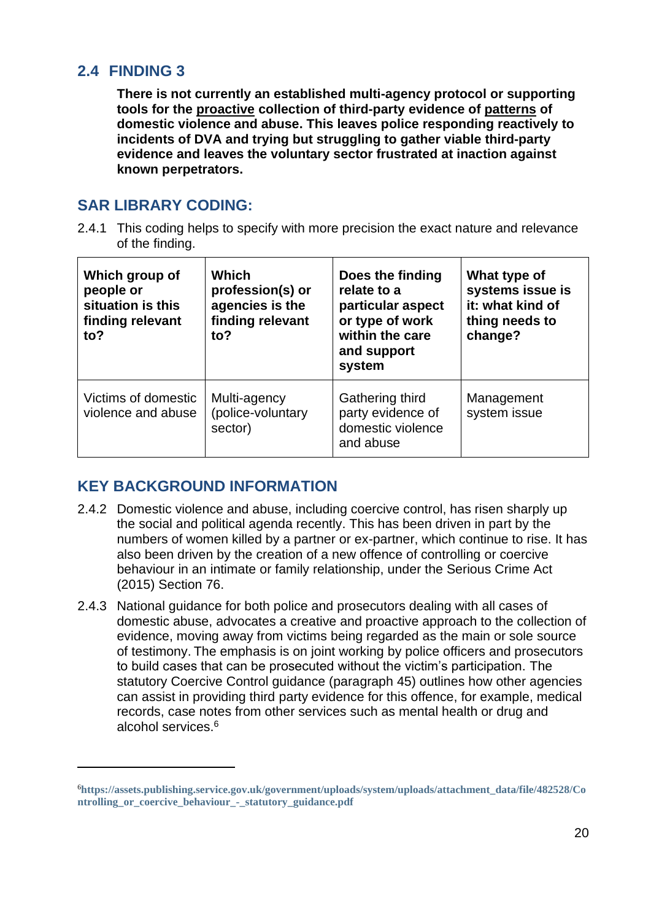## 2.4 FINDING 3

**There is not currently an established multi-agency protocol or supporting tools for the <u>proactive</u> collection of third-party evidence of <u>patterns</u> of domestic violence and abuse. This leaves police responding reactively to incidents of DVA and trying but struggling to gather viable third-party evidence and leaves the voluntary sector frustrated at inaction against known perpetrators.**

## SAR LIBRARY CODING:

2.4.1 This coding helps to specify with more precision the exact nature and relevance of the finding.

| **Which group of people or situation is this finding relevant to?** | **Which profession(s) or agencies is the finding relevant to?** | **Does the finding relate to a particular aspect or type of work within the care and support system** | **What type of systems issue is it: what kind of thing needs to change?** |
|---|---|---|---|
| Victims of domestic violence and abuse | Multi-agency (police-voluntary sector) | Gathering third party evidence of domestic violence and abuse | Management system issue |

## KEY BACKGROUND INFORMATION

2.4.2 Domestic violence and abuse, including coercive control, has risen sharply up the social and political agenda recently. This has been driven in part by the numbers of women killed by a partner or ex-partner, which continue to rise. It has also been driven by the creation of a new offence of controlling or coercive behaviour in an intimate or family relationship, under the Serious Crime Act (2015) Section 76.

2.4.3 National guidance for both police and prosecutors dealing with all cases of domestic abuse, advocates a creative and proactive approach to the collection of evidence, moving away from victims being regarded as the main or sole source of testimony. The emphasis is on joint working by police officers and prosecutors to build cases that can be prosecuted without the victim's participation. The statutory Coercive Control guidance (paragraph 45) outlines how other agencies can assist in providing third party evidence for this offence, for example, medical records, case notes from other services such as mental health or drug and alcohol services.[6]

---

[6] https://assets.publishing.service.gov.uk/government/uploads/system/uploads/attachment_data/file/482528/Controlling_or_coercive_behaviour_-_statutory_guidance.pdf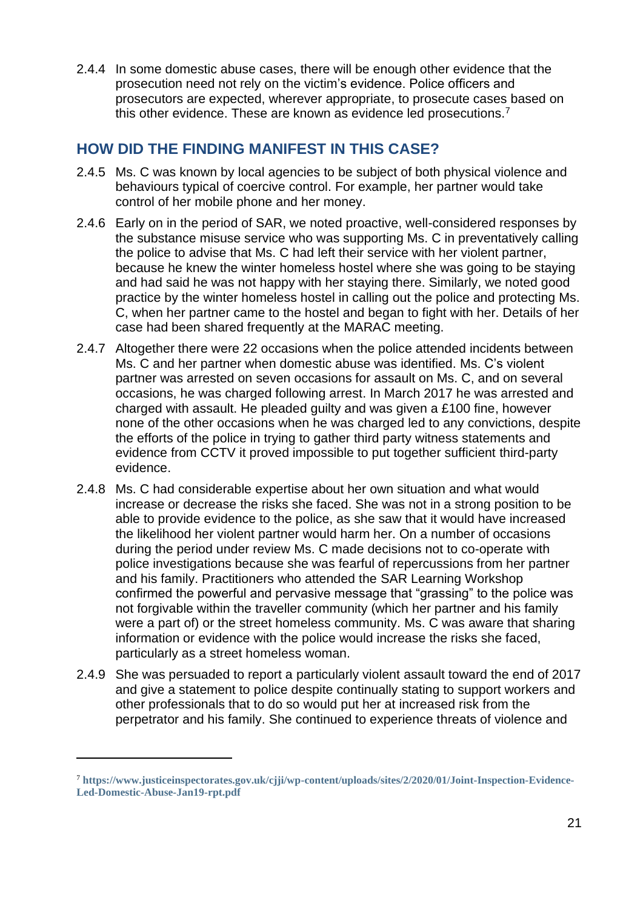2.4.4 In some domestic abuse cases, there will be enough other evidence that the prosecution need not rely on the victim's evidence. Police officers and prosecutors are expected, wherever appropriate, to prosecute cases based on this other evidence. These are known as evidence led prosecutions.[7]

## HOW DID THE FINDING MANIFEST IN THIS CASE?

2.4.5 Ms. C was known by local agencies to be subject of both physical violence and behaviours typical of coercive control. For example, her partner would take control of her mobile phone and her money.

2.4.6 Early on in the period of SAR, we noted proactive, well-considered responses by the substance misuse service who was supporting Ms. C in preventatively calling the police to advise that Ms. C had left their service with her violent partner, because he knew the winter homeless hostel where she was going to be staying and had said he was not happy with her staying there. Similarly, we noted good practice by the winter homeless hostel in calling out the police and protecting Ms. C, when her partner came to the hostel and began to fight with her. Details of her case had been shared frequently at the MARAC meeting.

2.4.7 Altogether there were 22 occasions when the police attended incidents between Ms. C and her partner when domestic abuse was identified. Ms. C's violent partner was arrested on seven occasions for assault on Ms. C, and on several occasions, he was charged following arrest. In March 2017 he was arrested and charged with assault. He pleaded guilty and was given a £100 fine, however none of the other occasions when he was charged led to any convictions, despite the efforts of the police in trying to gather third party witness statements and evidence from CCTV it proved impossible to put together sufficient third-party evidence.

2.4.8 Ms. C had considerable expertise about her own situation and what would increase or decrease the risks she faced. She was not in a strong position to be able to provide evidence to the police, as she saw that it would have increased the likelihood her violent partner would harm her. On a number of occasions during the period under review Ms. C made decisions not to co-operate with police investigations because she was fearful of repercussions from her partner and his family. Practitioners who attended the SAR Learning Workshop confirmed the powerful and pervasive message that "grassing" to the police was not forgivable within the traveller community (which her partner and his family were a part of) or the street homeless community. Ms. C was aware that sharing information or evidence with the police would increase the risks she faced, particularly as a street homeless woman.

2.4.9 She was persuaded to report a particularly violent assault toward the end of 2017 and give a statement to police despite continually stating to support workers and other professionals that to do so would put her at increased risk from the perpetrator and his family. She continued to experience threats of violence and

---

[7] **https://www.justiceinspectorates.gov.uk/cjji/wp-content/uploads/sites/2/2020/01/Joint-Inspection-Evidence-Led-Domestic-Abuse-Jan19-rpt.pdf**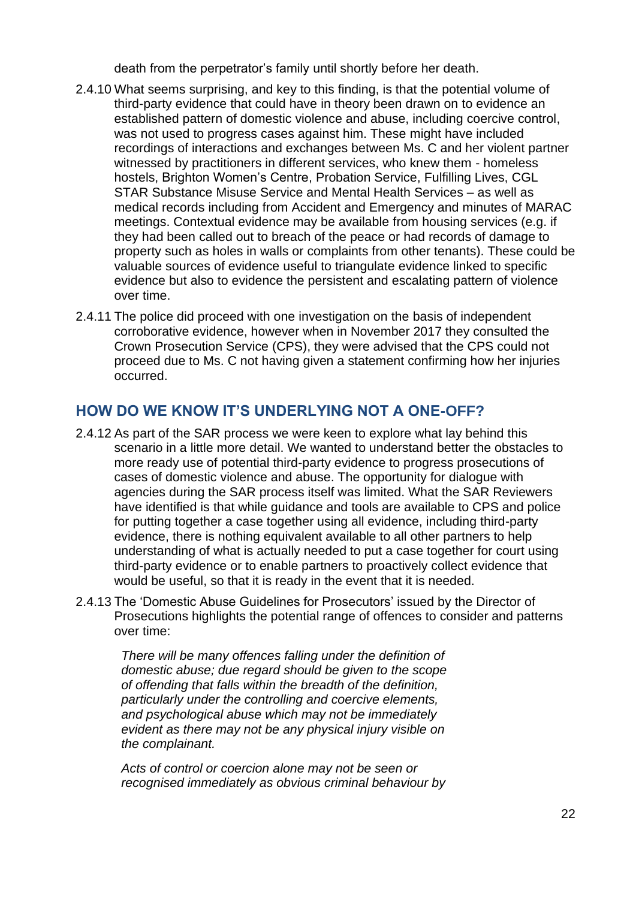death from the perpetrator's family until shortly before her death.

2.4.10 What seems surprising, and key to this finding, is that the potential volume of third-party evidence that could have in theory been drawn on to evidence an established pattern of domestic violence and abuse, including coercive control, was not used to progress cases against him. These might have included recordings of interactions and exchanges between Ms. C and her violent partner witnessed by practitioners in different services, who knew them - homeless hostels, Brighton Women's Centre, Probation Service, Fulfilling Lives, CGL STAR Substance Misuse Service and Mental Health Services – as well as medical records including from Accident and Emergency and minutes of MARAC meetings. Contextual evidence may be available from housing services (e.g. if they had been called out to breach of the peace or had records of damage to property such as holes in walls or complaints from other tenants). These could be valuable sources of evidence useful to triangulate evidence linked to specific evidence but also to evidence the persistent and escalating pattern of violence over time.

2.4.11 The police did proceed with one investigation on the basis of independent corroborative evidence, however when in November 2017 they consulted the Crown Prosecution Service (CPS), they were advised that the CPS could not proceed due to Ms. C not having given a statement confirming how her injuries occurred.

## HOW DO WE KNOW IT'S UNDERLYING NOT A ONE-OFF?

2.4.12 As part of the SAR process we were keen to explore what lay behind this scenario in a little more detail. We wanted to understand better the obstacles to more ready use of potential third-party evidence to progress prosecutions of cases of domestic violence and abuse. The opportunity for dialogue with agencies during the SAR process itself was limited. What the SAR Reviewers have identified is that while guidance and tools are available to CPS and police for putting together a case together using all evidence, including third-party evidence, there is nothing equivalent available to all other partners to help understanding of what is actually needed to put a case together for court using third-party evidence or to enable partners to proactively collect evidence that would be useful, so that it is ready in the event that it is needed.

2.4.13 The 'Domestic Abuse Guidelines for Prosecutors' issued by the Director of Prosecutions highlights the potential range of offences to consider and patterns over time:

> *There will be many offences falling under the definition of domestic abuse; due regard should be given to the scope of offending that falls within the breadth of the definition, particularly under the controlling and coercive elements, and psychological abuse which may not be immediately evident as there may not be any physical injury visible on the complainant.*
>
> *Acts of control or coercion alone may not be seen or recognised immediately as obvious criminal behaviour by*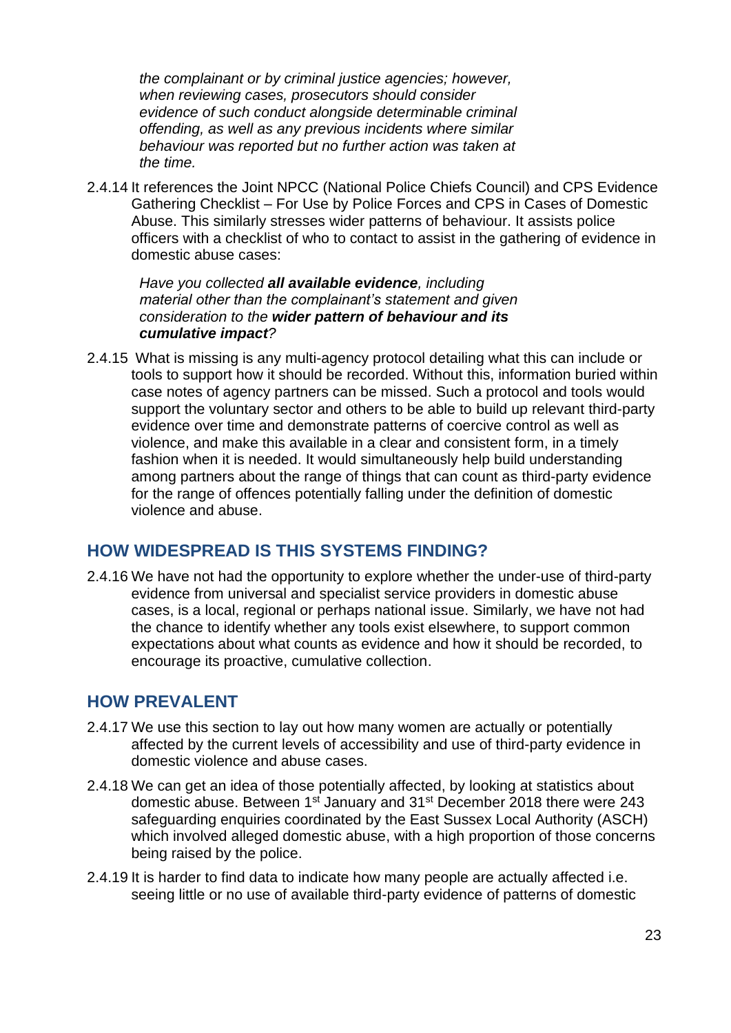*the complainant or by criminal justice agencies; however, when reviewing cases, prosecutors should consider evidence of such conduct alongside determinable criminal offending, as well as any previous incidents where similar behaviour was reported but no further action was taken at the time.*

2.4.14 It references the Joint NPCC (National Police Chiefs Council) and CPS Evidence Gathering Checklist – For Use by Police Forces and CPS in Cases of Domestic Abuse. This similarly stresses wider patterns of behaviour. It assists police officers with a checklist of who to contact to assist in the gathering of evidence in domestic abuse cases:

> *Have you collected **all available evidence**, including material other than the complainant's statement and given consideration to the **wider pattern of behaviour and its cumulative impact**?*

2.4.15 What is missing is any multi-agency protocol detailing what this can include or tools to support how it should be recorded. Without this, information buried within case notes of agency partners can be missed. Such a protocol and tools would support the voluntary sector and others to be able to build up relevant third-party evidence over time and demonstrate patterns of coercive control as well as violence, and make this available in a clear and consistent form, in a timely fashion when it is needed. It would simultaneously help build understanding among partners about the range of things that can count as third-party evidence for the range of offences potentially falling under the definition of domestic violence and abuse.

## HOW WIDESPREAD IS THIS SYSTEMS FINDING?

2.4.16 We have not had the opportunity to explore whether the under-use of third-party evidence from universal and specialist service providers in domestic abuse cases, is a local, regional or perhaps national issue. Similarly, we have not had the chance to identify whether any tools exist elsewhere, to support common expectations about what counts as evidence and how it should be recorded, to encourage its proactive, cumulative collection.

## HOW PREVALENT

2.4.17 We use this section to lay out how many women are actually or potentially affected by the current levels of accessibility and use of third-party evidence in domestic violence and abuse cases.

2.4.18 We can get an idea of those potentially affected, by looking at statistics about domestic abuse. Between 1st January and 31st December 2018 there were 243 safeguarding enquiries coordinated by the East Sussex Local Authority (ASCH) which involved alleged domestic abuse, with a high proportion of those concerns being raised by the police.

2.4.19 It is harder to find data to indicate how many people are actually affected i.e. seeing little or no use of available third-party evidence of patterns of domestic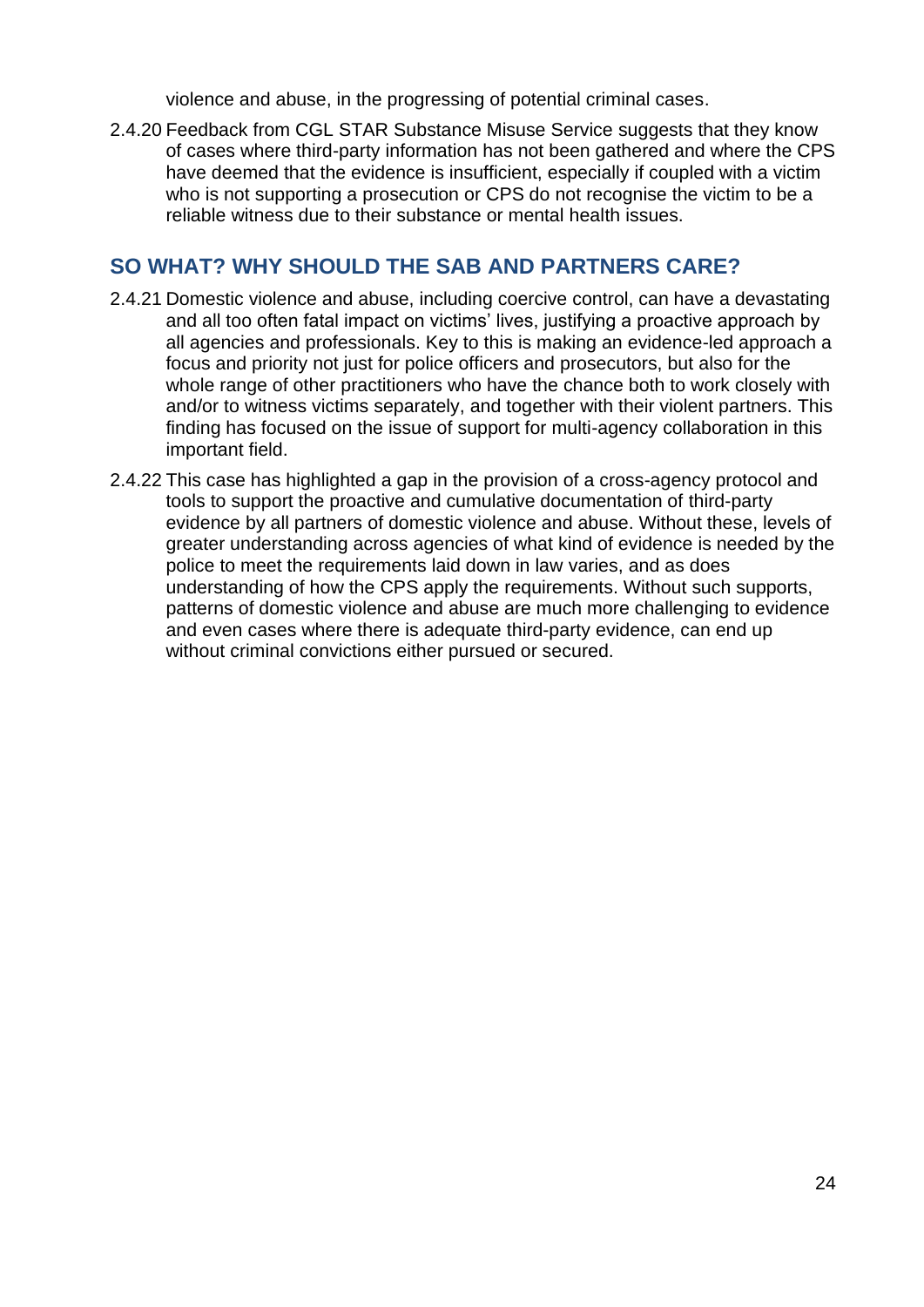violence and abuse, in the progressing of potential criminal cases.

2.4.20 Feedback from CGL STAR Substance Misuse Service suggests that they know of cases where third-party information has not been gathered and where the CPS have deemed that the evidence is insufficient, especially if coupled with a victim who is not supporting a prosecution or CPS do not recognise the victim to be a reliable witness due to their substance or mental health issues.

## SO WHAT? WHY SHOULD THE SAB AND PARTNERS CARE?

2.4.21 Domestic violence and abuse, including coercive control, can have a devastating and all too often fatal impact on victims' lives, justifying a proactive approach by all agencies and professionals. Key to this is making an evidence-led approach a focus and priority not just for police officers and prosecutors, but also for the whole range of other practitioners who have the chance both to work closely with and/or to witness victims separately, and together with their violent partners. This finding has focused on the issue of support for multi-agency collaboration in this important field.

2.4.22 This case has highlighted a gap in the provision of a cross-agency protocol and tools to support the proactive and cumulative documentation of third-party evidence by all partners of domestic violence and abuse. Without these, levels of greater understanding across agencies of what kind of evidence is needed by the police to meet the requirements laid down in law varies, and as does understanding of how the CPS apply the requirements. Without such supports, patterns of domestic violence and abuse are much more challenging to evidence and even cases where there is adequate third-party evidence, can end up without criminal convictions either pursued or secured.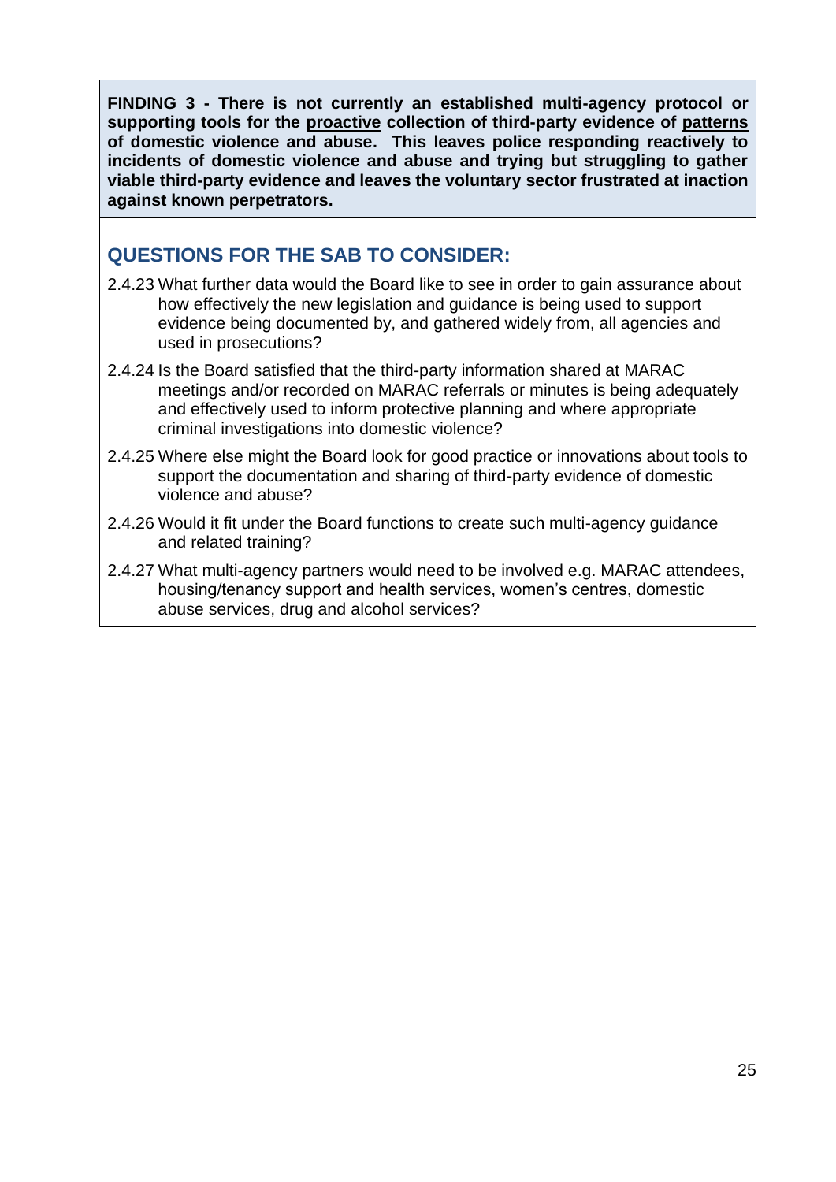**FINDING 3 - There is not currently an established multi-agency protocol or supporting tools for the <u>proactive</u> collection of third-party evidence of <u>patterns</u> of domestic violence and abuse. This leaves police responding reactively to incidents of domestic violence and abuse and trying but struggling to gather viable third-party evidence and leaves the voluntary sector frustrated at inaction against known perpetrators.**

## QUESTIONS FOR THE SAB TO CONSIDER:

2.4.23 What further data would the Board like to see in order to gain assurance about how effectively the new legislation and guidance is being used to support evidence being documented by, and gathered widely from, all agencies and used in prosecutions?

2.4.24 Is the Board satisfied that the third-party information shared at MARAC meetings and/or recorded on MARAC referrals or minutes is being adequately and effectively used to inform protective planning and where appropriate criminal investigations into domestic violence?

2.4.25 Where else might the Board look for good practice or innovations about tools to support the documentation and sharing of third-party evidence of domestic violence and abuse?

2.4.26 Would it fit under the Board functions to create such multi-agency guidance and related training?

2.4.27 What multi-agency partners would need to be involved e.g. MARAC attendees, housing/tenancy support and health services, women's centres, domestic abuse services, drug and alcohol services?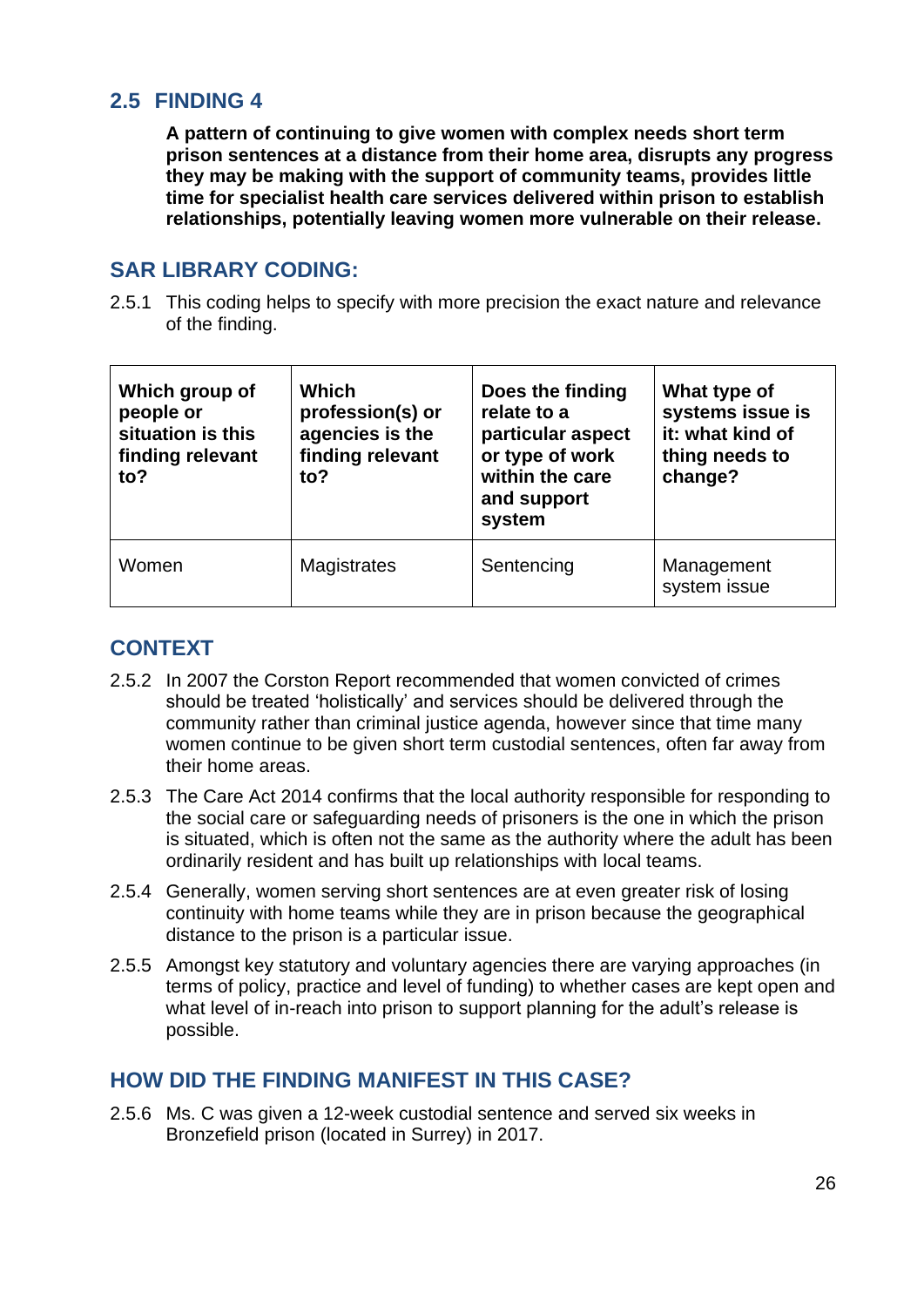## 2.5 FINDING 4

**A pattern of continuing to give women with complex needs short term prison sentences at a distance from their home area, disrupts any progress they may be making with the support of community teams, provides little time for specialist health care services delivered within prison to establish relationships, potentially leaving women more vulnerable on their release.**

## SAR LIBRARY CODING:

2.5.1 This coding helps to specify with more precision the exact nature and relevance of the finding.

| Which group of people or situation is this finding relevant to? | Which profession(s) or agencies is the finding relevant to? | Does the finding relate to a particular aspect or type of work within the care and support system | What type of systems issue is it: what kind of thing needs to change? |
|---|---|---|---|
| Women | Magistrates | Sentencing | Management system issue |

## CONTEXT

2.5.2 In 2007 the Corston Report recommended that women convicted of crimes should be treated 'holistically' and services should be delivered through the community rather than criminal justice agenda, however since that time many women continue to be given short term custodial sentences, often far away from their home areas.

2.5.3 The Care Act 2014 confirms that the local authority responsible for responding to the social care or safeguarding needs of prisoners is the one in which the prison is situated, which is often not the same as the authority where the adult has been ordinarily resident and has built up relationships with local teams.

2.5.4 Generally, women serving short sentences are at even greater risk of losing continuity with home teams while they are in prison because the geographical distance to the prison is a particular issue.

2.5.5 Amongst key statutory and voluntary agencies there are varying approaches (in terms of policy, practice and level of funding) to whether cases are kept open and what level of in-reach into prison to support planning for the adult's release is possible.

## HOW DID THE FINDING MANIFEST IN THIS CASE?

2.5.6 Ms. C was given a 12-week custodial sentence and served six weeks in Bronzefield prison (located in Surrey) in 2017.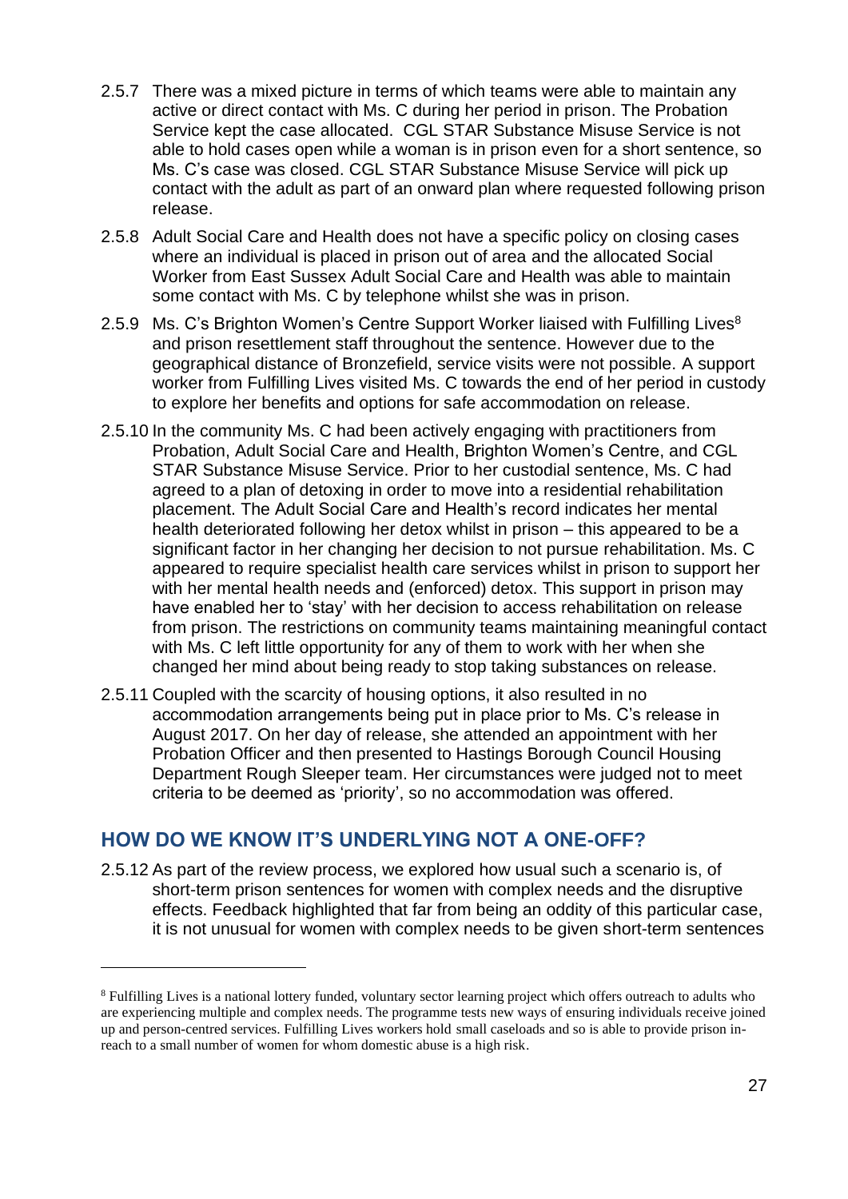2.5.7 There was a mixed picture in terms of which teams were able to maintain any active or direct contact with Ms. C during her period in prison. The Probation Service kept the case allocated. CGL STAR Substance Misuse Service is not able to hold cases open while a woman is in prison even for a short sentence, so Ms. C's case was closed. CGL STAR Substance Misuse Service will pick up contact with the adult as part of an onward plan where requested following prison release.

2.5.8 Adult Social Care and Health does not have a specific policy on closing cases where an individual is placed in prison out of area and the allocated Social Worker from East Sussex Adult Social Care and Health was able to maintain some contact with Ms. C by telephone whilst she was in prison.

2.5.9 Ms. C's Brighton Women's Centre Support Worker liaised with Fulfilling Lives[8] and prison resettlement staff throughout the sentence. However due to the geographical distance of Bronzefield, service visits were not possible. A support worker from Fulfilling Lives visited Ms. C towards the end of her period in custody to explore her benefits and options for safe accommodation on release.

2.5.10 In the community Ms. C had been actively engaging with practitioners from Probation, Adult Social Care and Health, Brighton Women's Centre, and CGL STAR Substance Misuse Service. Prior to her custodial sentence, Ms. C had agreed to a plan of detoxing in order to move into a residential rehabilitation placement. The Adult Social Care and Health's record indicates her mental health deteriorated following her detox whilst in prison – this appeared to be a significant factor in her changing her decision to not pursue rehabilitation. Ms. C appeared to require specialist health care services whilst in prison to support her with her mental health needs and (enforced) detox. This support in prison may have enabled her to 'stay' with her decision to access rehabilitation on release from prison. The restrictions on community teams maintaining meaningful contact with Ms. C left little opportunity for any of them to work with her when she changed her mind about being ready to stop taking substances on release.

2.5.11 Coupled with the scarcity of housing options, it also resulted in no accommodation arrangements being put in place prior to Ms. C's release in August 2017. On her day of release, she attended an appointment with her Probation Officer and then presented to Hastings Borough Council Housing Department Rough Sleeper team. Her circumstances were judged not to meet criteria to be deemed as 'priority', so no accommodation was offered.

## HOW DO WE KNOW IT'S UNDERLYING NOT A ONE-OFF?

2.5.12 As part of the review process, we explored how usual such a scenario is, of short-term prison sentences for women with complex needs and the disruptive effects. Feedback highlighted that far from being an oddity of this particular case, it is not unusual for women with complex needs to be given short-term sentences

---

[8] Fulfilling Lives is a national lottery funded, voluntary sector learning project which offers outreach to adults who are experiencing multiple and complex needs. The programme tests new ways of ensuring individuals receive joined up and person-centred services. Fulfilling Lives workers hold small caseloads and so is able to provide prison in-reach to a small number of women for whom domestic abuse is a high risk.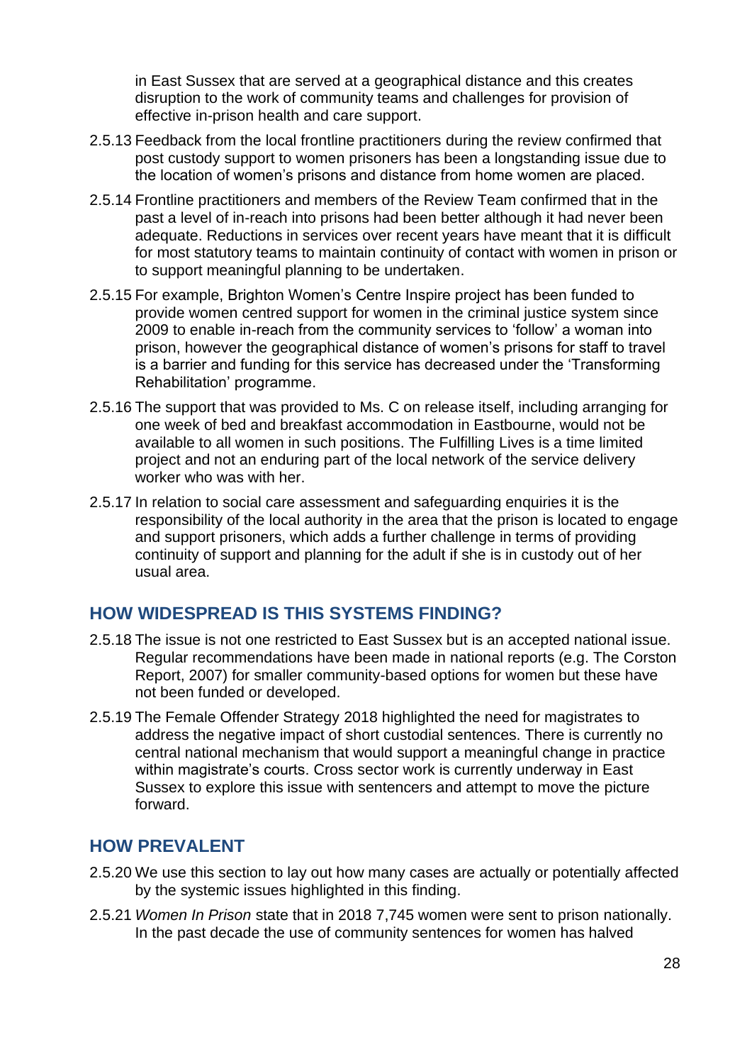in East Sussex that are served at a geographical distance and this creates disruption to the work of community teams and challenges for provision of effective in-prison health and care support.

2.5.13 Feedback from the local frontline practitioners during the review confirmed that post custody support to women prisoners has been a longstanding issue due to the location of women's prisons and distance from home women are placed.

2.5.14 Frontline practitioners and members of the Review Team confirmed that in the past a level of in-reach into prisons had been better although it had never been adequate. Reductions in services over recent years have meant that it is difficult for most statutory teams to maintain continuity of contact with women in prison or to support meaningful planning to be undertaken.

2.5.15 For example, Brighton Women's Centre Inspire project has been funded to provide women centred support for women in the criminal justice system since 2009 to enable in-reach from the community services to 'follow' a woman into prison, however the geographical distance of women's prisons for staff to travel is a barrier and funding for this service has decreased under the 'Transforming Rehabilitation' programme.

2.5.16 The support that was provided to Ms. C on release itself, including arranging for one week of bed and breakfast accommodation in Eastbourne, would not be available to all women in such positions. The Fulfilling Lives is a time limited project and not an enduring part of the local network of the service delivery worker who was with her.

2.5.17 In relation to social care assessment and safeguarding enquiries it is the responsibility of the local authority in the area that the prison is located to engage and support prisoners, which adds a further challenge in terms of providing continuity of support and planning for the adult if she is in custody out of her usual area.

## HOW WIDESPREAD IS THIS SYSTEMS FINDING?

2.5.18 The issue is not one restricted to East Sussex but is an accepted national issue. Regular recommendations have been made in national reports (e.g. The Corston Report, 2007) for smaller community-based options for women but these have not been funded or developed.

2.5.19 The Female Offender Strategy 2018 highlighted the need for magistrates to address the negative impact of short custodial sentences. There is currently no central national mechanism that would support a meaningful change in practice within magistrate's courts. Cross sector work is currently underway in East Sussex to explore this issue with sentencers and attempt to move the picture forward.

## HOW PREVALENT

2.5.20 We use this section to lay out how many cases are actually or potentially affected by the systemic issues highlighted in this finding.

2.5.21 *Women In Prison* state that in 2018 7,745 women were sent to prison nationally. In the past decade the use of community sentences for women has halved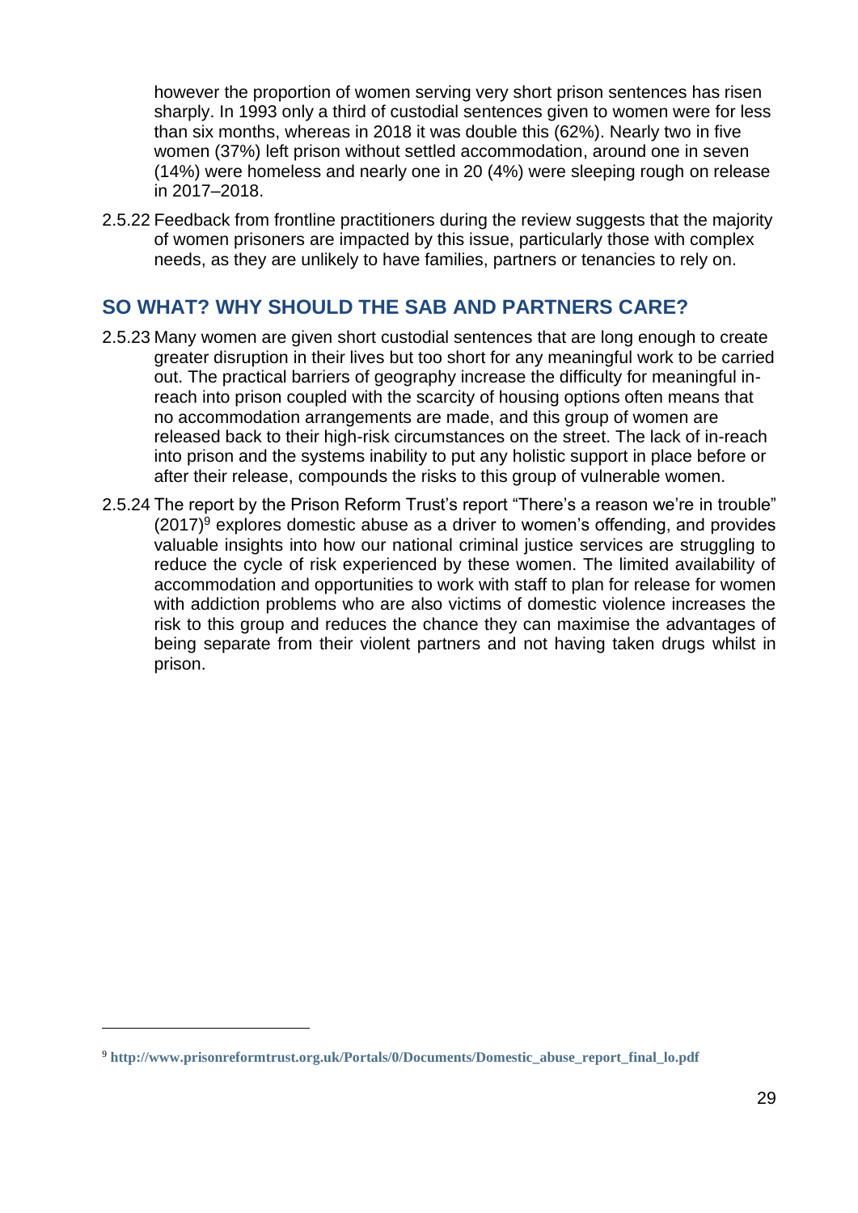however the proportion of women serving very short prison sentences has risen sharply. In 1993 only a third of custodial sentences given to women were for less than six months, whereas in 2018 it was double this (62%). Nearly two in five women (37%) left prison without settled accommodation, around one in seven (14%) were homeless and nearly one in 20 (4%) were sleeping rough on release in 2017–2018.

2.5.22 Feedback from frontline practitioners during the review suggests that the majority of women prisoners are impacted by this issue, particularly those with complex needs, as they are unlikely to have families, partners or tenancies to rely on.

## SO WHAT? WHY SHOULD THE SAB AND PARTNERS CARE?

2.5.23 Many women are given short custodial sentences that are long enough to create greater disruption in their lives but too short for any meaningful work to be carried out. The practical barriers of geography increase the difficulty for meaningful in-reach into prison coupled with the scarcity of housing options often means that no accommodation arrangements are made, and this group of women are released back to their high-risk circumstances on the street. The lack of in-reach into prison and the systems inability to put any holistic support in place before or after their release, compounds the risks to this group of vulnerable women.

2.5.24 The report by the Prison Reform Trust's report "There's a reason we're in trouble" (2017)[9] explores domestic abuse as a driver to women's offending, and provides valuable insights into how our national criminal justice services are struggling to reduce the cycle of risk experienced by these women. The limited availability of accommodation and opportunities to work with staff to plan for release for women with addiction problems who are also victims of domestic violence increases the risk to this group and reduces the chance they can maximise the advantages of being separate from their violent partners and not having taken drugs whilst in prison.

---

[9] http://www.prisonreformtrust.org.uk/Portals/0/Documents/Domestic_abuse_report_final_lo.pdf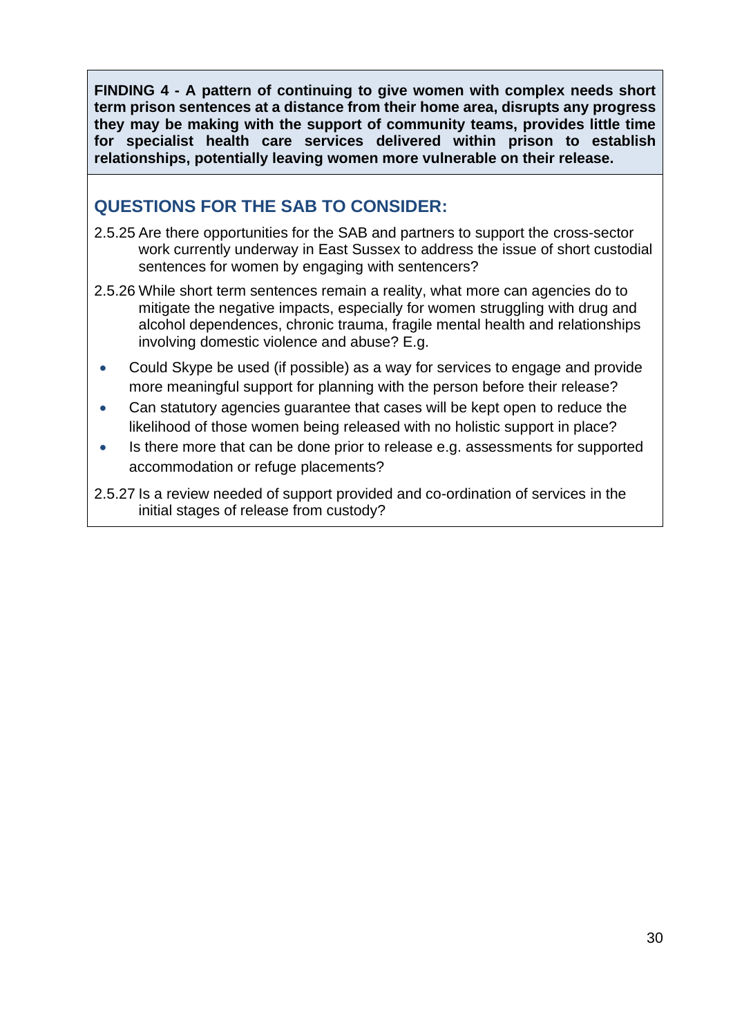**FINDING 4 - A pattern of continuing to give women with complex needs short term prison sentences at a distance from their home area, disrupts any progress they may be making with the support of community teams, provides little time for specialist health care services delivered within prison to establish relationships, potentially leaving women more vulnerable on their release.**

## QUESTIONS FOR THE SAB TO CONSIDER:

2.5.25 Are there opportunities for the SAB and partners to support the cross-sector work currently underway in East Sussex to address the issue of short custodial sentences for women by engaging with sentencers?

2.5.26 While short term sentences remain a reality, what more can agencies do to mitigate the negative impacts, especially for women struggling with drug and alcohol dependences, chronic trauma, fragile mental health and relationships involving domestic violence and abuse? E.g.

- Could Skype be used (if possible) as a way for services to engage and provide more meaningful support for planning with the person before their release?
- Can statutory agencies guarantee that cases will be kept open to reduce the likelihood of those women being released with no holistic support in place?
- Is there more that can be done prior to release e.g. assessments for supported accommodation or refuge placements?

2.5.27 Is a review needed of support provided and co-ordination of services in the initial stages of release from custody?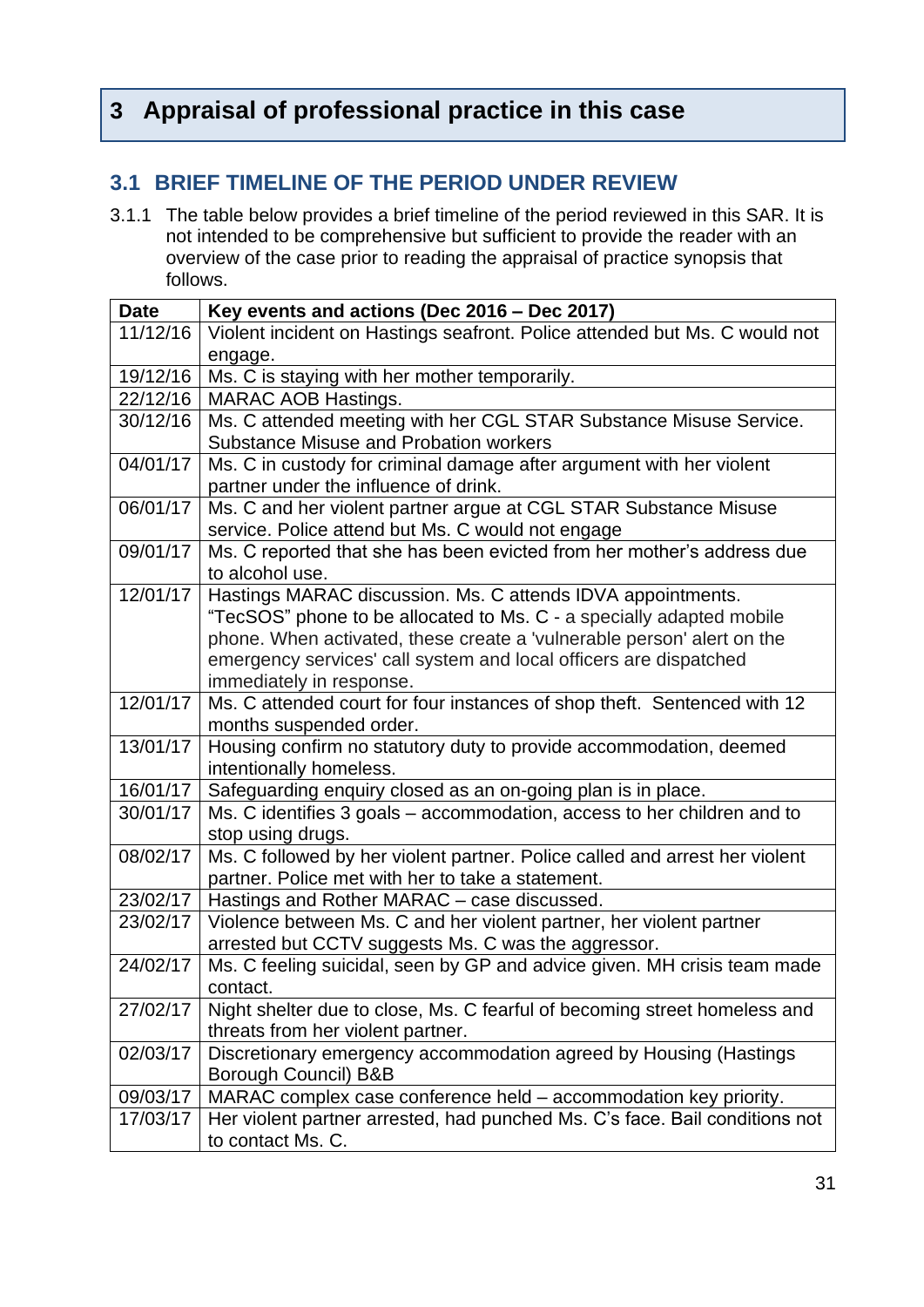# 3 Appraisal of professional practice in this case

## 3.1 BRIEF TIMELINE OF THE PERIOD UNDER REVIEW

3.1.1 The table below provides a brief timeline of the period reviewed in this SAR. It is not intended to be comprehensive but sufficient to provide the reader with an overview of the case prior to reading the appraisal of practice synopsis that follows.

| Date | Key events and actions (Dec 2016 – Dec 2017) |
|---|---|
| 11/12/16 | Violent incident on Hastings seafront. Police attended but Ms. C would not engage. |
| 19/12/16 | Ms. C is staying with her mother temporarily. |
| 22/12/16 | MARAC AOB Hastings. |
| 30/12/16 | Ms. C attended meeting with her CGL STAR Substance Misuse Service. Substance Misuse and Probation workers |
| 04/01/17 | Ms. C in custody for criminal damage after argument with her violent partner under the influence of drink. |
| 06/01/17 | Ms. C and her violent partner argue at CGL STAR Substance Misuse service. Police attend but Ms. C would not engage |
| 09/01/17 | Ms. C reported that she has been evicted from her mother's address due to alcohol use. |
| 12/01/17 | Hastings MARAC discussion. Ms. C attends IDVA appointments. "TecSOS" phone to be allocated to Ms. C - a specially adapted mobile phone. When activated, these create a 'vulnerable person' alert on the emergency services' call system and local officers are dispatched immediately in response. |
| 12/01/17 | Ms. C attended court for four instances of shop theft. Sentenced with 12 months suspended order. |
| 13/01/17 | Housing confirm no statutory duty to provide accommodation, deemed intentionally homeless. |
| 16/01/17 | Safeguarding enquiry closed as an on-going plan is in place. |
| 30/01/17 | Ms. C identifies 3 goals – accommodation, access to her children and to stop using drugs. |
| 08/02/17 | Ms. C followed by her violent partner. Police called and arrest her violent partner. Police met with her to take a statement. |
| 23/02/17 | Hastings and Rother MARAC – case discussed. |
| 23/02/17 | Violence between Ms. C and her violent partner, her violent partner arrested but CCTV suggests Ms. C was the aggressor. |
| 24/02/17 | Ms. C feeling suicidal, seen by GP and advice given. MH crisis team made contact. |
| 27/02/17 | Night shelter due to close, Ms. C fearful of becoming street homeless and threats from her violent partner. |
| 02/03/17 | Discretionary emergency accommodation agreed by Housing (Hastings Borough Council) B&B |
| 09/03/17 | MARAC complex case conference held – accommodation key priority. |
| 17/03/17 | Her violent partner arrested, had punched Ms. C's face. Bail conditions not to contact Ms. C. |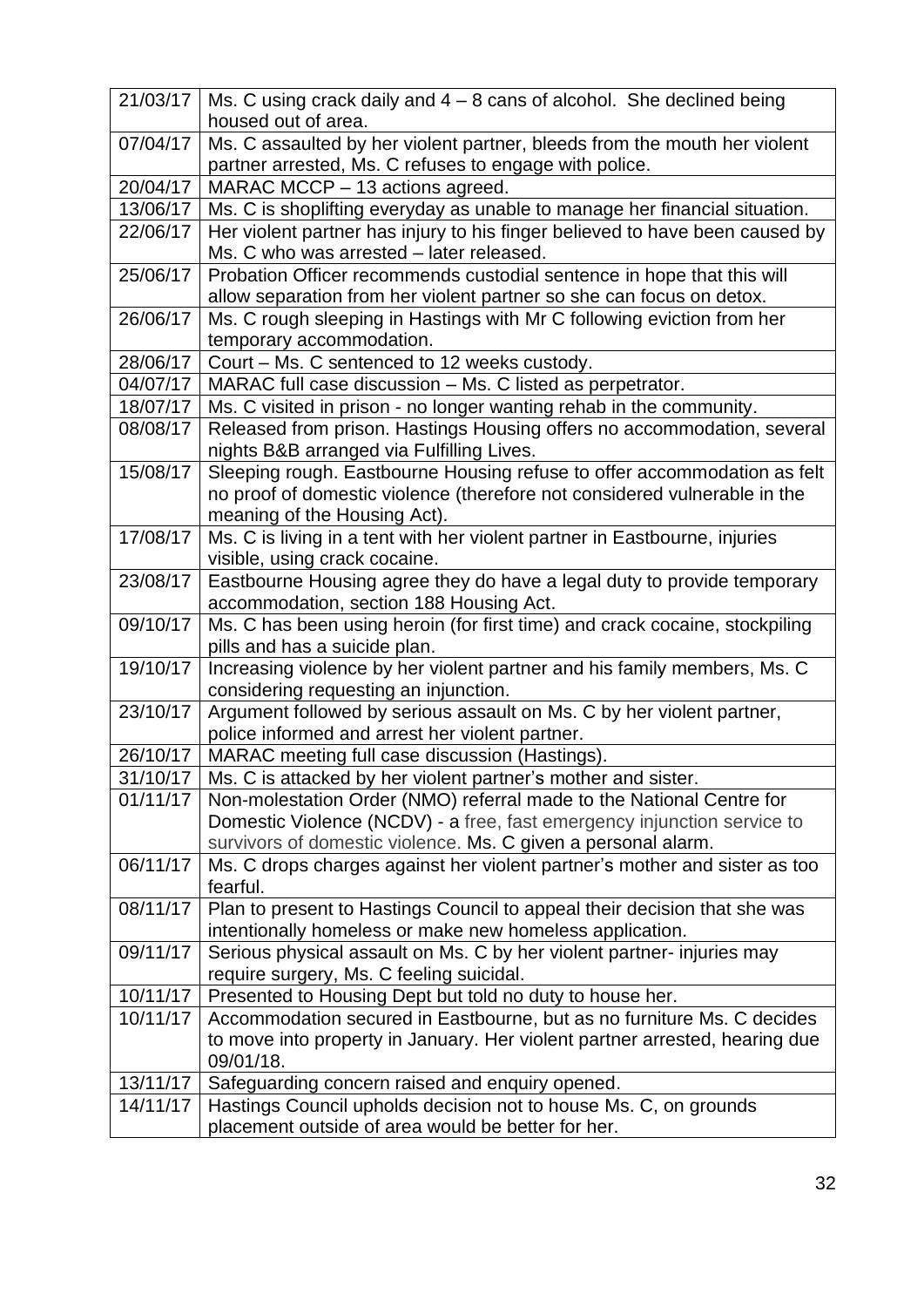| | |
|---|---|
| 21/03/17 | Ms. C using crack daily and 4 – 8 cans of alcohol. She declined being housed out of area. |
| 07/04/17 | Ms. C assaulted by her violent partner, bleeds from the mouth her violent partner arrested, Ms. C refuses to engage with police. |
| 20/04/17 | MARAC MCCP – 13 actions agreed. |
| 13/06/17 | Ms. C is shoplifting everyday as unable to manage her financial situation. |
| 22/06/17 | Her violent partner has injury to his finger believed to have been caused by Ms. C who was arrested – later released. |
| 25/06/17 | Probation Officer recommends custodial sentence in hope that this will allow separation from her violent partner so she can focus on detox. |
| 26/06/17 | Ms. C rough sleeping in Hastings with Mr C following eviction from her temporary accommodation. |
| 28/06/17 | Court – Ms. C sentenced to 12 weeks custody. |
| 04/07/17 | MARAC full case discussion – Ms. C listed as perpetrator. |
| 18/07/17 | Ms. C visited in prison - no longer wanting rehab in the community. |
| 08/08/17 | Released from prison. Hastings Housing offers no accommodation, several nights B&B arranged via Fulfilling Lives. |
| 15/08/17 | Sleeping rough. Eastbourne Housing refuse to offer accommodation as felt no proof of domestic violence (therefore not considered vulnerable in the meaning of the Housing Act). |
| 17/08/17 | Ms. C is living in a tent with her violent partner in Eastbourne, injuries visible, using crack cocaine. |
| 23/08/17 | Eastbourne Housing agree they do have a legal duty to provide temporary accommodation, section 188 Housing Act. |
| 09/10/17 | Ms. C has been using heroin (for first time) and crack cocaine, stockpiling pills and has a suicide plan. |
| 19/10/17 | Increasing violence by her violent partner and his family members, Ms. C considering requesting an injunction. |
| 23/10/17 | Argument followed by serious assault on Ms. C by her violent partner, police informed and arrest her violent partner. |
| 26/10/17 | MARAC meeting full case discussion (Hastings). |
| 31/10/17 | Ms. C is attacked by her violent partner's mother and sister. |
| 01/11/17 | Non-molestation Order (NMO) referral made to the National Centre for Domestic Violence (NCDV) - a free, fast emergency injunction service to survivors of domestic violence. Ms. C given a personal alarm. |
| 06/11/17 | Ms. C drops charges against her violent partner's mother and sister as too fearful. |
| 08/11/17 | Plan to present to Hastings Council to appeal their decision that she was intentionally homeless or make new homeless application. |
| 09/11/17 | Serious physical assault on Ms. C by her violent partner- injuries may require surgery, Ms. C feeling suicidal. |
| 10/11/17 | Presented to Housing Dept but told no duty to house her. |
| 10/11/17 | Accommodation secured in Eastbourne, but as no furniture Ms. C decides to move into property in January. Her violent partner arrested, hearing due 09/01/18. |
| 13/11/17 | Safeguarding concern raised and enquiry opened. |
| 14/11/17 | Hastings Council upholds decision not to house Ms. C, on grounds placement outside of area would be better for her. |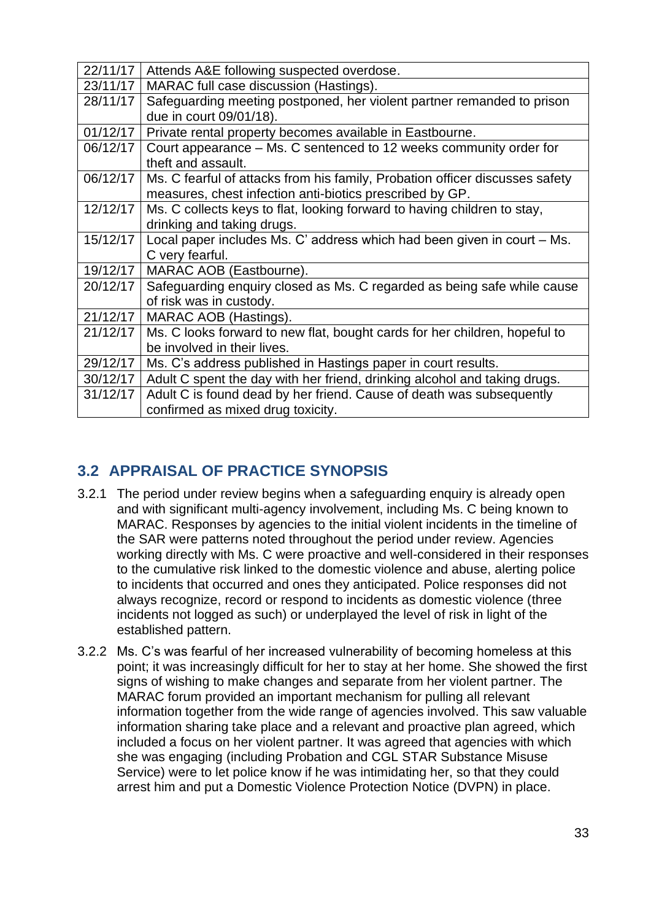| | |
|---|---|
| 22/11/17 | Attends A&E following suspected overdose. |
| 23/11/17 | MARAC full case discussion (Hastings). |
| 28/11/17 | Safeguarding meeting postponed, her violent partner remanded to prison due in court 09/01/18). |
| 01/12/17 | Private rental property becomes available in Eastbourne. |
| 06/12/17 | Court appearance – Ms. C sentenced to 12 weeks community order for theft and assault. |
| 06/12/17 | Ms. C fearful of attacks from his family, Probation officer discusses safety measures, chest infection anti-biotics prescribed by GP. |
| 12/12/17 | Ms. C collects keys to flat, looking forward to having children to stay, drinking and taking drugs. |
| 15/12/17 | Local paper includes Ms. C' address which had been given in court – Ms. C very fearful. |
| 19/12/17 | MARAC AOB (Eastbourne). |
| 20/12/17 | Safeguarding enquiry closed as Ms. C regarded as being safe while cause of risk was in custody. |
| 21/12/17 | MARAC AOB (Hastings). |
| 21/12/17 | Ms. C looks forward to new flat, bought cards for her children, hopeful to be involved in their lives. |
| 29/12/17 | Ms. C's address published in Hastings paper in court results. |
| 30/12/17 | Adult C spent the day with her friend, drinking alcohol and taking drugs. |
| 31/12/17 | Adult C is found dead by her friend. Cause of death was subsequently confirmed as mixed drug toxicity. |

## 3.2 APPRAISAL OF PRACTICE SYNOPSIS

3.2.1 The period under review begins when a safeguarding enquiry is already open and with significant multi-agency involvement, including Ms. C being known to MARAC. Responses by agencies to the initial violent incidents in the timeline of the SAR were patterns noted throughout the period under review. Agencies working directly with Ms. C were proactive and well-considered in their responses to the cumulative risk linked to the domestic violence and abuse, alerting police to incidents that occurred and ones they anticipated. Police responses did not always recognize, record or respond to incidents as domestic violence (three incidents not logged as such) or underplayed the level of risk in light of the established pattern.

3.2.2 Ms. C's was fearful of her increased vulnerability of becoming homeless at this point; it was increasingly difficult for her to stay at her home. She showed the first signs of wishing to make changes and separate from her violent partner. The MARAC forum provided an important mechanism for pulling all relevant information together from the wide range of agencies involved. This saw valuable information sharing take place and a relevant and proactive plan agreed, which included a focus on her violent partner. It was agreed that agencies with which she was engaging (including Probation and CGL STAR Substance Misuse Service) were to let police know if he was intimidating her, so that they could arrest him and put a Domestic Violence Protection Notice (DVPN) in place.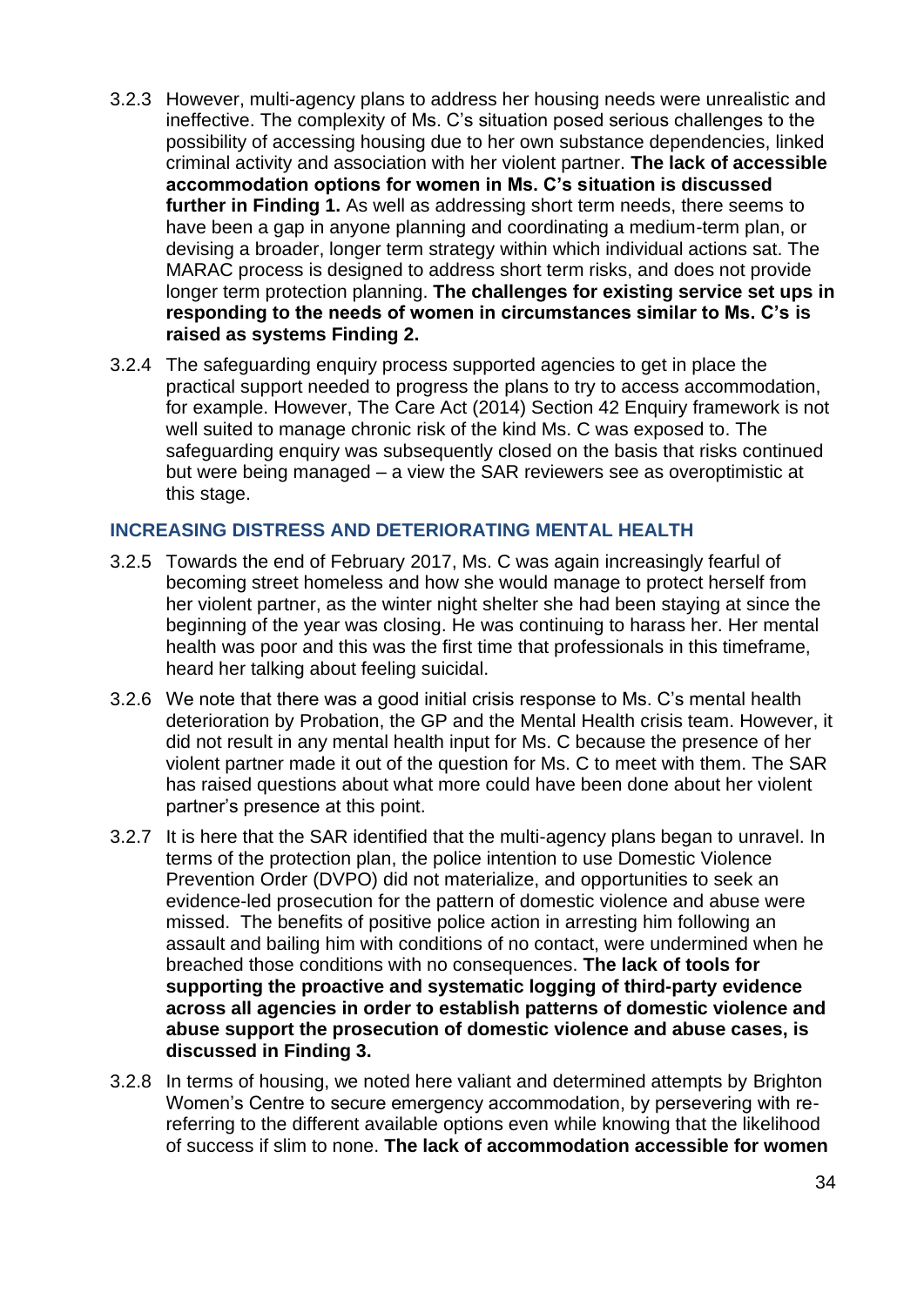3.2.3 However, multi-agency plans to address her housing needs were unrealistic and ineffective. The complexity of Ms. C's situation posed serious challenges to the possibility of accessing housing due to her own substance dependencies, linked criminal activity and association with her violent partner. **The lack of accessible accommodation options for women in Ms. C's situation is discussed further in Finding 1.** As well as addressing short term needs, there seems to have been a gap in anyone planning and coordinating a medium-term plan, or devising a broader, longer term strategy within which individual actions sat. The MARAC process is designed to address short term risks, and does not provide longer term protection planning. **The challenges for existing service set ups in responding to the needs of women in circumstances similar to Ms. C's is raised as systems Finding 2.**

3.2.4 The safeguarding enquiry process supported agencies to get in place the practical support needed to progress the plans to try to access accommodation, for example. However, The Care Act (2014) Section 42 Enquiry framework is not well suited to manage chronic risk of the kind Ms. C was exposed to. The safeguarding enquiry was subsequently closed on the basis that risks continued but were being managed – a view the SAR reviewers see as overoptimistic at this stage.

### INCREASING DISTRESS AND DETERIORATING MENTAL HEALTH

3.2.5 Towards the end of February 2017, Ms. C was again increasingly fearful of becoming street homeless and how she would manage to protect herself from her violent partner, as the winter night shelter she had been staying at since the beginning of the year was closing. He was continuing to harass her. Her mental health was poor and this was the first time that professionals in this timeframe, heard her talking about feeling suicidal.

3.2.6 We note that there was a good initial crisis response to Ms. C's mental health deterioration by Probation, the GP and the Mental Health crisis team. However, it did not result in any mental health input for Ms. C because the presence of her violent partner made it out of the question for Ms. C to meet with them. The SAR has raised questions about what more could have been done about her violent partner's presence at this point.

3.2.7 It is here that the SAR identified that the multi-agency plans began to unravel. In terms of the protection plan, the police intention to use Domestic Violence Prevention Order (DVPO) did not materialize, and opportunities to seek an evidence-led prosecution for the pattern of domestic violence and abuse were missed. The benefits of positive police action in arresting him following an assault and bailing him with conditions of no contact, were undermined when he breached those conditions with no consequences. **The lack of tools for supporting the proactive and systematic logging of third-party evidence across all agencies in order to establish patterns of domestic violence and abuse support the prosecution of domestic violence and abuse cases, is discussed in Finding 3.**

3.2.8 In terms of housing, we noted here valiant and determined attempts by Brighton Women's Centre to secure emergency accommodation, by persevering with re-referring to the different available options even while knowing that the likelihood of success if slim to none. **The lack of accommodation accessible for women**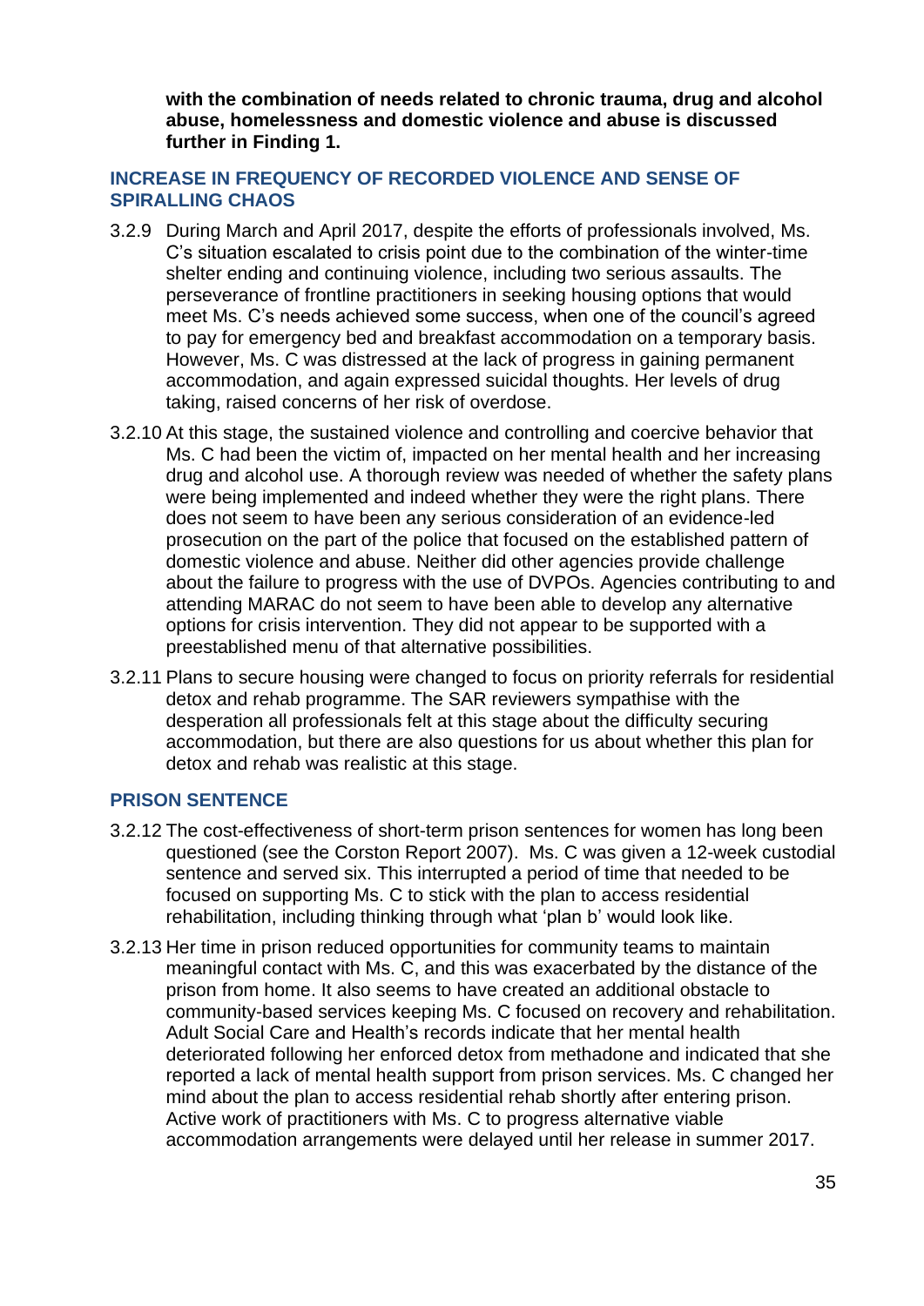**with the combination of needs related to chronic trauma, drug and alcohol abuse, homelessness and domestic violence and abuse is discussed further in Finding 1.**

### INCREASE IN FREQUENCY OF RECORDED VIOLENCE AND SENSE OF SPIRALLING CHAOS

3.2.9 During March and April 2017, despite the efforts of professionals involved, Ms. C's situation escalated to crisis point due to the combination of the winter-time shelter ending and continuing violence, including two serious assaults. The perseverance of frontline practitioners in seeking housing options that would meet Ms. C's needs achieved some success, when one of the council's agreed to pay for emergency bed and breakfast accommodation on a temporary basis. However, Ms. C was distressed at the lack of progress in gaining permanent accommodation, and again expressed suicidal thoughts. Her levels of drug taking, raised concerns of her risk of overdose.

3.2.10 At this stage, the sustained violence and controlling and coercive behavior that Ms. C had been the victim of, impacted on her mental health and her increasing drug and alcohol use. A thorough review was needed of whether the safety plans were being implemented and indeed whether they were the right plans. There does not seem to have been any serious consideration of an evidence-led prosecution on the part of the police that focused on the established pattern of domestic violence and abuse. Neither did other agencies provide challenge about the failure to progress with the use of DVPOs. Agencies contributing to and attending MARAC do not seem to have been able to develop any alternative options for crisis intervention. They did not appear to be supported with a preestablished menu of that alternative possibilities.

3.2.11 Plans to secure housing were changed to focus on priority referrals for residential detox and rehab programme. The SAR reviewers sympathise with the desperation all professionals felt at this stage about the difficulty securing accommodation, but there are also questions for us about whether this plan for detox and rehab was realistic at this stage.

### PRISON SENTENCE

3.2.12 The cost-effectiveness of short-term prison sentences for women has long been questioned (see the Corston Report 2007). Ms. C was given a 12-week custodial sentence and served six. This interrupted a period of time that needed to be focused on supporting Ms. C to stick with the plan to access residential rehabilitation, including thinking through what 'plan b' would look like.

3.2.13 Her time in prison reduced opportunities for community teams to maintain meaningful contact with Ms. C, and this was exacerbated by the distance of the prison from home. It also seems to have created an additional obstacle to community-based services keeping Ms. C focused on recovery and rehabilitation. Adult Social Care and Health's records indicate that her mental health deteriorated following her enforced detox from methadone and indicated that she reported a lack of mental health support from prison services. Ms. C changed her mind about the plan to access residential rehab shortly after entering prison. Active work of practitioners with Ms. C to progress alternative viable accommodation arrangements were delayed until her release in summer 2017.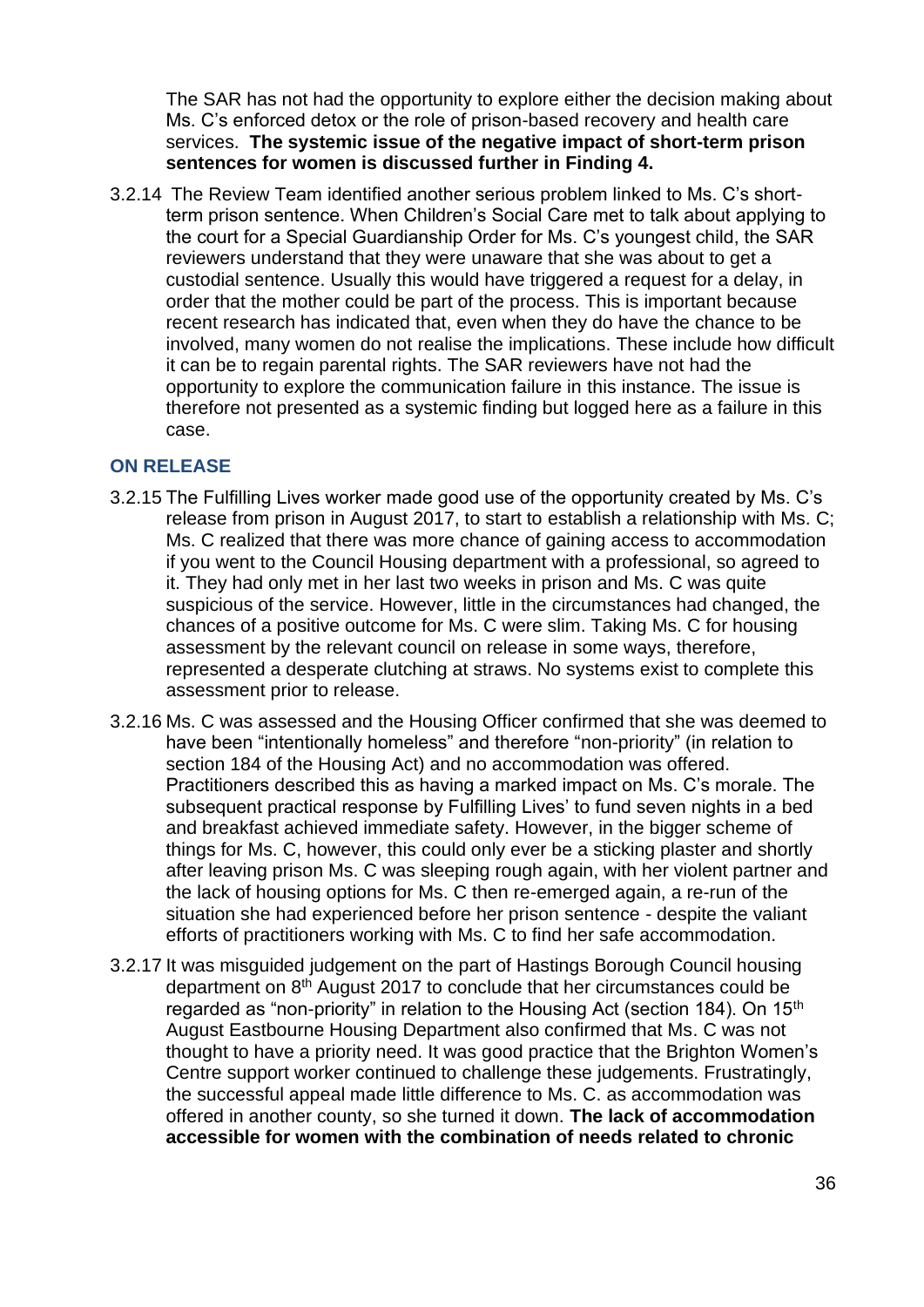The SAR has not had the opportunity to explore either the decision making about Ms. C's enforced detox or the role of prison-based recovery and health care services. **The systemic issue of the negative impact of short-term prison sentences for women is discussed further in Finding 4.**

3.2.14 The Review Team identified another serious problem linked to Ms. C's short-term prison sentence. When Children's Social Care met to talk about applying to the court for a Special Guardianship Order for Ms. C's youngest child, the SAR reviewers understand that they were unaware that she was about to get a custodial sentence. Usually this would have triggered a request for a delay, in order that the mother could be part of the process. This is important because recent research has indicated that, even when they do have the chance to be involved, many women do not realise the implications. These include how difficult it can be to regain parental rights. The SAR reviewers have not had the opportunity to explore the communication failure in this instance. The issue is therefore not presented as a systemic finding but logged here as a failure in this case.

### ON RELEASE

3.2.15 The Fulfilling Lives worker made good use of the opportunity created by Ms. C's release from prison in August 2017, to start to establish a relationship with Ms. C; Ms. C realized that there was more chance of gaining access to accommodation if you went to the Council Housing department with a professional, so agreed to it. They had only met in her last two weeks in prison and Ms. C was quite suspicious of the service. However, little in the circumstances had changed, the chances of a positive outcome for Ms. C were slim. Taking Ms. C for housing assessment by the relevant council on release in some ways, therefore, represented a desperate clutching at straws. No systems exist to complete this assessment prior to release.

3.2.16 Ms. C was assessed and the Housing Officer confirmed that she was deemed to have been "intentionally homeless" and therefore "non-priority" (in relation to section 184 of the Housing Act) and no accommodation was offered. Practitioners described this as having a marked impact on Ms. C's morale. The subsequent practical response by Fulfilling Lives' to fund seven nights in a bed and breakfast achieved immediate safety. However, in the bigger scheme of things for Ms. C, however, this could only ever be a sticking plaster and shortly after leaving prison Ms. C was sleeping rough again, with her violent partner and the lack of housing options for Ms. C then re-emerged again, a re-run of the situation she had experienced before her prison sentence - despite the valiant efforts of practitioners working with Ms. C to find her safe accommodation.

3.2.17 It was misguided judgement on the part of Hastings Borough Council housing department on 8th August 2017 to conclude that her circumstances could be regarded as "non-priority" in relation to the Housing Act (section 184). On 15th August Eastbourne Housing Department also confirmed that Ms. C was not thought to have a priority need. It was good practice that the Brighton Women's Centre support worker continued to challenge these judgements. Frustratingly, the successful appeal made little difference to Ms. C. as accommodation was offered in another county, so she turned it down. **The lack of accommodation accessible for women with the combination of needs related to chronic**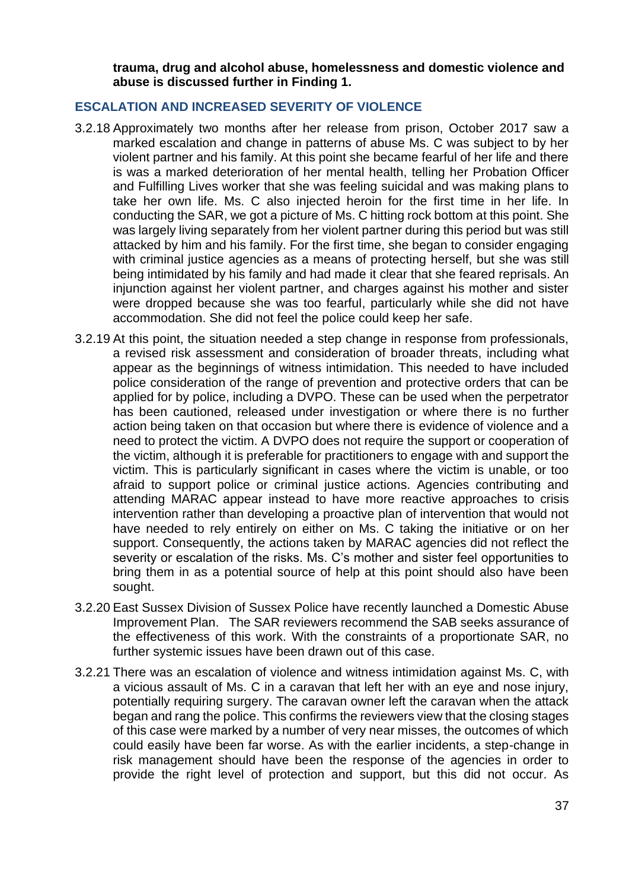**trauma, drug and alcohol abuse, homelessness and domestic violence and abuse is discussed further in Finding 1.**

### ESCALATION AND INCREASED SEVERITY OF VIOLENCE

3.2.18 Approximately two months after her release from prison, October 2017 saw a marked escalation and change in patterns of abuse Ms. C was subject to by her violent partner and his family. At this point she became fearful of her life and there is was a marked deterioration of her mental health, telling her Probation Officer and Fulfilling Lives worker that she was feeling suicidal and was making plans to take her own life. Ms. C also injected heroin for the first time in her life. In conducting the SAR, we got a picture of Ms. C hitting rock bottom at this point. She was largely living separately from her violent partner during this period but was still attacked by him and his family. For the first time, she began to consider engaging with criminal justice agencies as a means of protecting herself, but she was still being intimidated by his family and had made it clear that she feared reprisals. An injunction against her violent partner, and charges against his mother and sister were dropped because she was too fearful, particularly while she did not have accommodation. She did not feel the police could keep her safe.

3.2.19 At this point, the situation needed a step change in response from professionals, a revised risk assessment and consideration of broader threats, including what appear as the beginnings of witness intimidation. This needed to have included police consideration of the range of prevention and protective orders that can be applied for by police, including a DVPO. These can be used when the perpetrator has been cautioned, released under investigation or where there is no further action being taken on that occasion but where there is evidence of violence and a need to protect the victim. A DVPO does not require the support or cooperation of the victim, although it is preferable for practitioners to engage with and support the victim. This is particularly significant in cases where the victim is unable, or too afraid to support police or criminal justice actions. Agencies contributing and attending MARAC appear instead to have more reactive approaches to crisis intervention rather than developing a proactive plan of intervention that would not have needed to rely entirely on either on Ms. C taking the initiative or on her support. Consequently, the actions taken by MARAC agencies did not reflect the severity or escalation of the risks. Ms. C's mother and sister feel opportunities to bring them in as a potential source of help at this point should also have been sought.

3.2.20 East Sussex Division of Sussex Police have recently launched a Domestic Abuse Improvement Plan. The SAR reviewers recommend the SAB seeks assurance of the effectiveness of this work. With the constraints of a proportionate SAR, no further systemic issues have been drawn out of this case.

3.2.21 There was an escalation of violence and witness intimidation against Ms. C, with a vicious assault of Ms. C in a caravan that left her with an eye and nose injury, potentially requiring surgery. The caravan owner left the caravan when the attack began and rang the police. This confirms the reviewers view that the closing stages of this case were marked by a number of very near misses, the outcomes of which could easily have been far worse. As with the earlier incidents, a step-change in risk management should have been the response of the agencies in order to provide the right level of protection and support, but this did not occur. As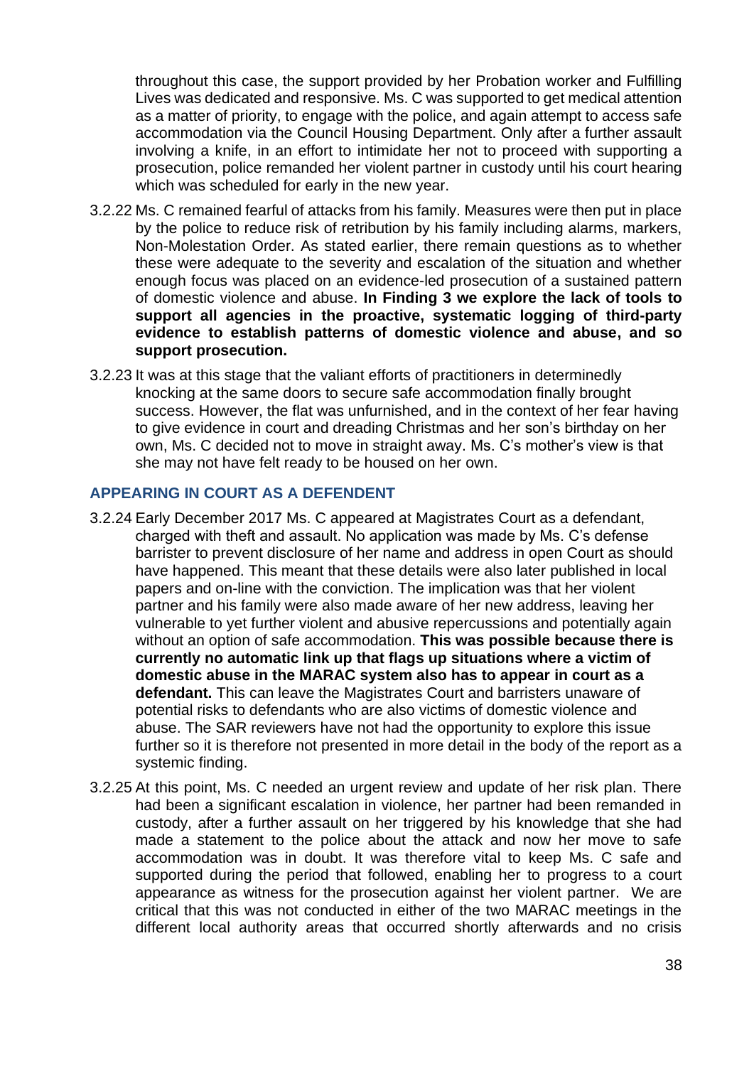throughout this case, the support provided by her Probation worker and Fulfilling Lives was dedicated and responsive. Ms. C was supported to get medical attention as a matter of priority, to engage with the police, and again attempt to access safe accommodation via the Council Housing Department. Only after a further assault involving a knife, in an effort to intimidate her not to proceed with supporting a prosecution, police remanded her violent partner in custody until his court hearing which was scheduled for early in the new year.

3.2.22 Ms. C remained fearful of attacks from his family. Measures were then put in place by the police to reduce risk of retribution by his family including alarms, markers, Non-Molestation Order. As stated earlier, there remain questions as to whether these were adequate to the severity and escalation of the situation and whether enough focus was placed on an evidence-led prosecution of a sustained pattern of domestic violence and abuse. **In Finding 3 we explore the lack of tools to support all agencies in the proactive, systematic logging of third-party evidence to establish patterns of domestic violence and abuse, and so support prosecution.**

3.2.23 It was at this stage that the valiant efforts of practitioners in determinedly knocking at the same doors to secure safe accommodation finally brought success. However, the flat was unfurnished, and in the context of her fear having to give evidence in court and dreading Christmas and her son's birthday on her own, Ms. C decided not to move in straight away. Ms. C's mother's view is that she may not have felt ready to be housed on her own.

## APPEARING IN COURT AS A DEFENDANT

3.2.24 Early December 2017 Ms. C appeared at Magistrates Court as a defendant, charged with theft and assault. No application was made by Ms. C's defense barrister to prevent disclosure of her name and address in open Court as should have happened. This meant that these details were also later published in local papers and on-line with the conviction. The implication was that her violent partner and his family were also made aware of her new address, leaving her vulnerable to yet further violent and abusive repercussions and potentially again without an option of safe accommodation. **This was possible because there is currently no automatic link up that flags up situations where a victim of domestic abuse in the MARAC system also has to appear in court as a defendant.** This can leave the Magistrates Court and barristers unaware of potential risks to defendants who are also victims of domestic violence and abuse. The SAR reviewers have not had the opportunity to explore this issue further so it is therefore not presented in more detail in the body of the report as a systemic finding.

3.2.25 At this point, Ms. C needed an urgent review and update of her risk plan. There had been a significant escalation in violence, her partner had been remanded in custody, after a further assault on her triggered by his knowledge that she had made a statement to the police about the attack and now her move to safe accommodation was in doubt. It was therefore vital to keep Ms. C safe and supported during the period that followed, enabling her to progress to a court appearance as witness for the prosecution against her violent partner. We are critical that this was not conducted in either of the two MARAC meetings in the different local authority areas that occurred shortly afterwards and no crisis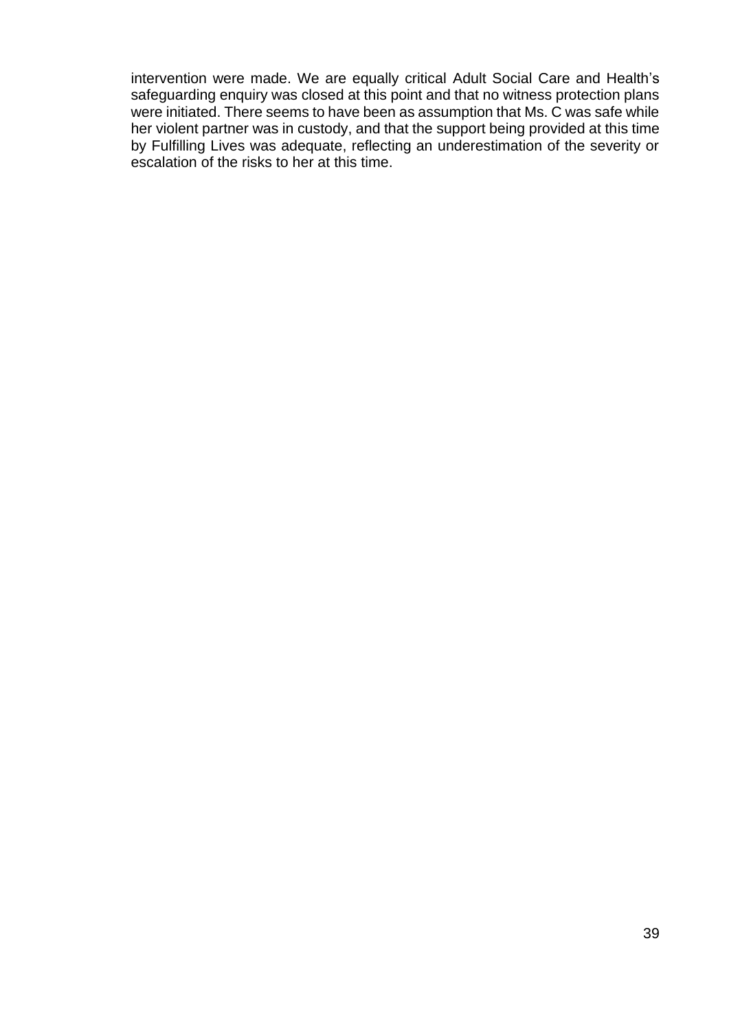intervention were made. We are equally critical Adult Social Care and Health's safeguarding enquiry was closed at this point and that no witness protection plans were initiated. There seems to have been as assumption that Ms. C was safe while her violent partner was in custody, and that the support being provided at this time by Fulfilling Lives was adequate, reflecting an underestimation of the severity or escalation of the risks to her at this time.